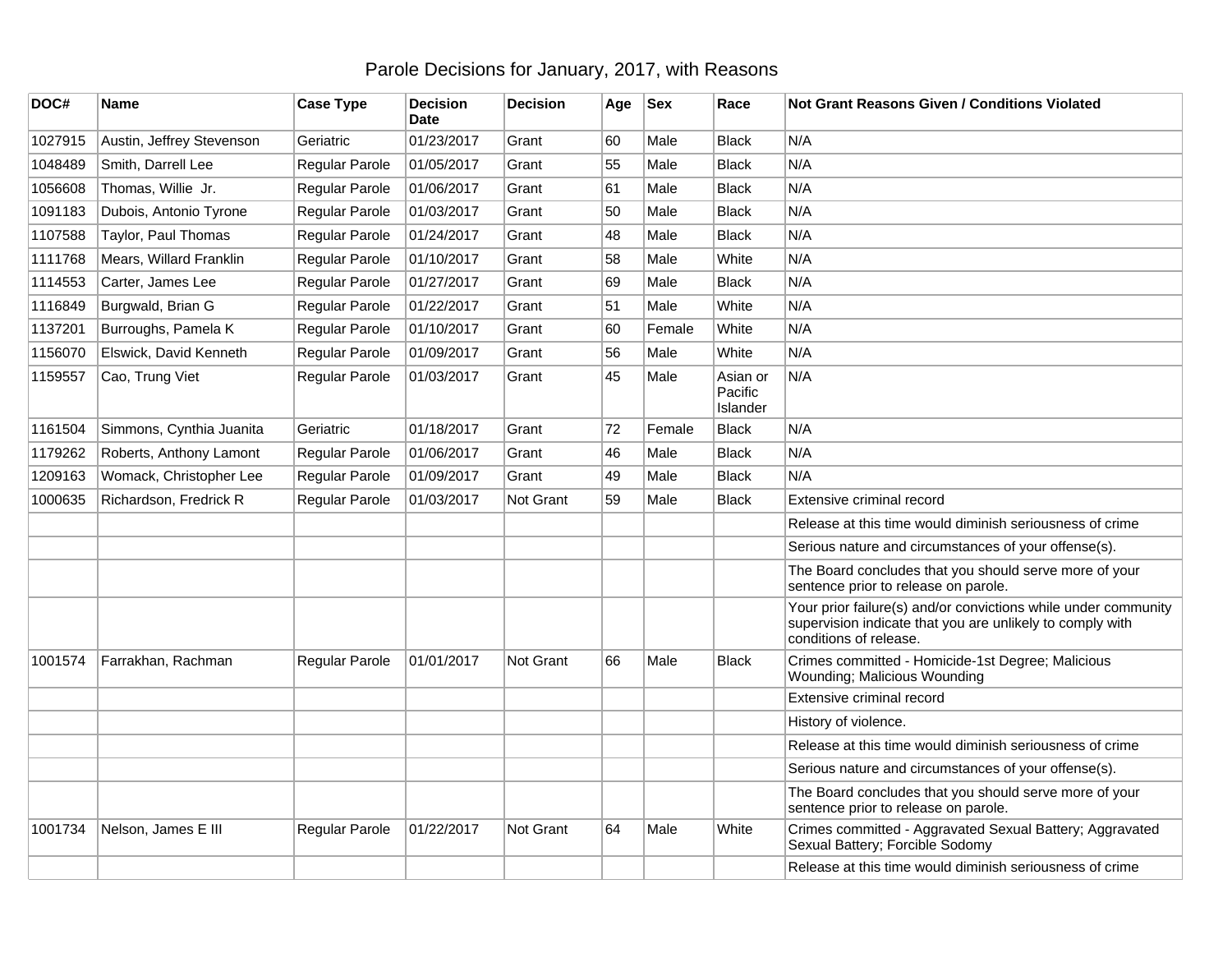# Parole Decisions for January, 2017, with Reasons

| DOC# | Name | Case Type | Decision Date | Decision | Age | Sex | Race | Not Grant Reasons Given / Conditions Violated |
|---|---|---|---|---|---|---|---|---|
| 1027915 | Austin, Jeffrey Stevenson | Geriatric | 01/23/2017 | Grant | 60 | Male | Black | N/A |
| 1048489 | Smith, Darrell Lee | Regular Parole | 01/05/2017 | Grant | 55 | Male | Black | N/A |
| 1056608 | Thomas, Willie Jr. | Regular Parole | 01/06/2017 | Grant | 61 | Male | Black | N/A |
| 1091183 | Dubois, Antonio Tyrone | Regular Parole | 01/03/2017 | Grant | 50 | Male | Black | N/A |
| 1107588 | Taylor, Paul Thomas | Regular Parole | 01/24/2017 | Grant | 48 | Male | Black | N/A |
| 1111768 | Mears, Willard Franklin | Regular Parole | 01/10/2017 | Grant | 58 | Male | White | N/A |
| 1114553 | Carter, James Lee | Regular Parole | 01/27/2017 | Grant | 69 | Male | Black | N/A |
| 1116849 | Burgwald, Brian G | Regular Parole | 01/22/2017 | Grant | 51 | Male | White | N/A |
| 1137201 | Burroughs, Pamela K | Regular Parole | 01/10/2017 | Grant | 60 | Female | White | N/A |
| 1156070 | Elswick, David Kenneth | Regular Parole | 01/09/2017 | Grant | 56 | Male | White | N/A |
| 1159557 | Cao, Trung Viet | Regular Parole | 01/03/2017 | Grant | 45 | Male | Asian or Pacific Islander | N/A |
| 1161504 | Simmons, Cynthia Juanita | Geriatric | 01/18/2017 | Grant | 72 | Female | Black | N/A |
| 1179262 | Roberts, Anthony Lamont | Regular Parole | 01/06/2017 | Grant | 46 | Male | Black | N/A |
| 1209163 | Womack, Christopher Lee | Regular Parole | 01/09/2017 | Grant | 49 | Male | Black | N/A |
| 1000635 | Richardson, Fredrick R | Regular Parole | 01/03/2017 | Not Grant | 59 | Male | Black | Extensive criminal record |
| | | | | | | | | Release at this time would diminish seriousness of crime |
| | | | | | | | | Serious nature and circumstances of your offense(s). |
| | | | | | | | | The Board concludes that you should serve more of your sentence prior to release on parole. |
| | | | | | | | | Your prior failure(s) and/or convictions while under community supervision indicate that you are unlikely to comply with conditions of release. |
| 1001574 | Farrakhan, Rachman | Regular Parole | 01/01/2017 | Not Grant | 66 | Male | Black | Crimes committed - Homicide-1st Degree; Malicious Wounding; Malicious Wounding |
| | | | | | | | | Extensive criminal record |
| | | | | | | | | History of violence. |
| | | | | | | | | Release at this time would diminish seriousness of crime |
| | | | | | | | | Serious nature and circumstances of your offense(s). |
| | | | | | | | | The Board concludes that you should serve more of your sentence prior to release on parole. |
| 1001734 | Nelson, James E III | Regular Parole | 01/22/2017 | Not Grant | 64 | Male | White | Crimes committed - Aggravated Sexual Battery; Aggravated Sexual Battery; Forcible Sodomy |
| | | | | | | | | Release at this time would diminish seriousness of crime |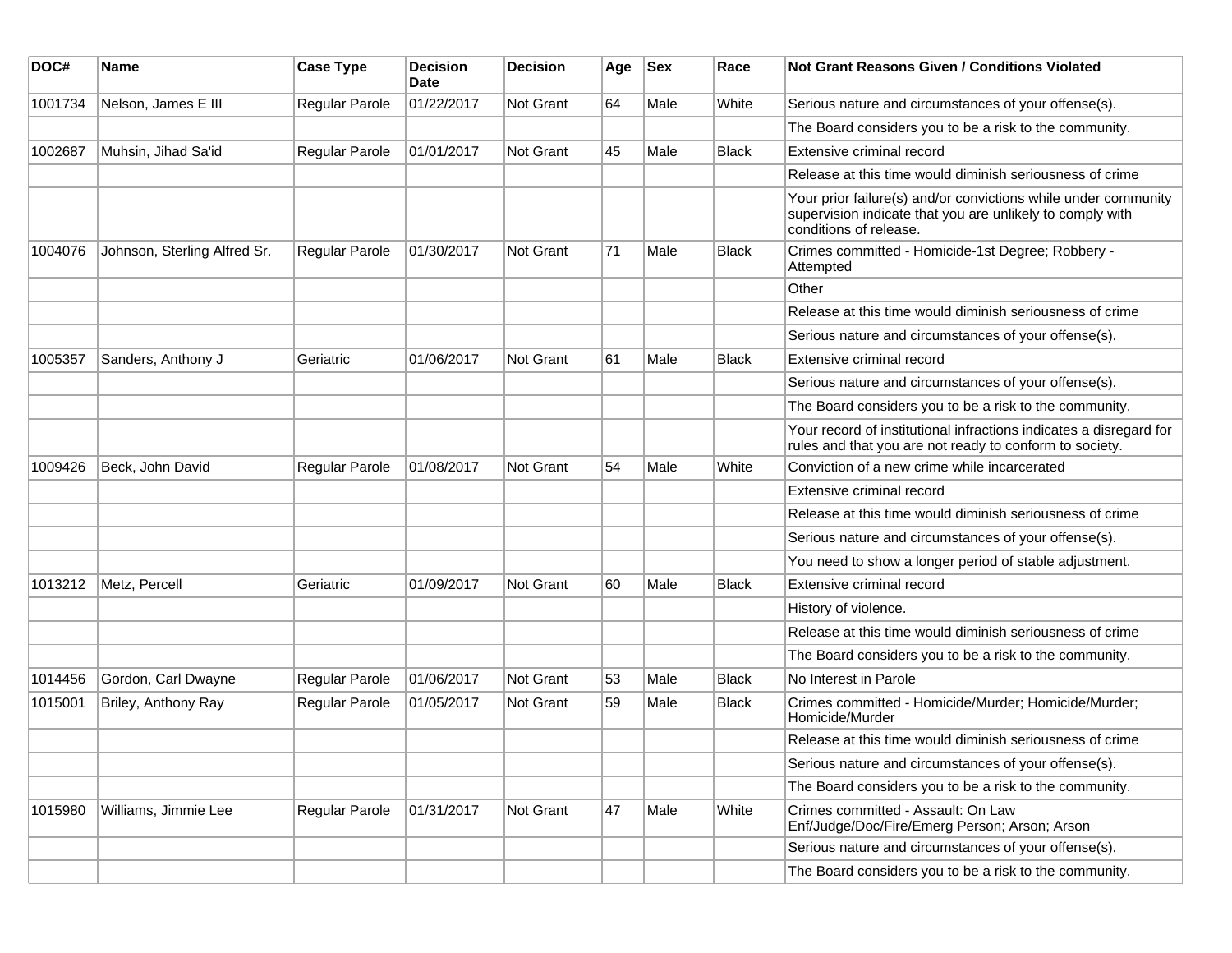| DOC# | Name | Case Type | Decision Date | Decision | Age | Sex | Race | Not Grant Reasons Given / Conditions Violated |
|---|---|---|---|---|---|---|---|---|
| 1001734 | Nelson, James E III | Regular Parole | 01/22/2017 | Not Grant | 64 | Male | White | Serious nature and circumstances of your offense(s). |
| | | | | | | | | The Board considers you to be a risk to the community. |
| 1002687 | Muhsin, Jihad Sa'id | Regular Parole | 01/01/2017 | Not Grant | 45 | Male | Black | Extensive criminal record |
| | | | | | | | | Release at this time would diminish seriousness of crime |
| | | | | | | | | Your prior failure(s) and/or convictions while under community supervision indicate that you are unlikely to comply with conditions of release. |
| 1004076 | Johnson, Sterling Alfred Sr. | Regular Parole | 01/30/2017 | Not Grant | 71 | Male | Black | Crimes committed - Homicide-1st Degree; Robbery - Attempted |
| | | | | | | | | Other |
| | | | | | | | | Release at this time would diminish seriousness of crime |
| | | | | | | | | Serious nature and circumstances of your offense(s). |
| 1005357 | Sanders, Anthony J | Geriatric | 01/06/2017 | Not Grant | 61 | Male | Black | Extensive criminal record |
| | | | | | | | | Serious nature and circumstances of your offense(s). |
| | | | | | | | | The Board considers you to be a risk to the community. |
| | | | | | | | | Your record of institutional infractions indicates a disregard for rules and that you are not ready to conform to society. |
| 1009426 | Beck, John David | Regular Parole | 01/08/2017 | Not Grant | 54 | Male | White | Conviction of a new crime while incarcerated |
| | | | | | | | | Extensive criminal record |
| | | | | | | | | Release at this time would diminish seriousness of crime |
| | | | | | | | | Serious nature and circumstances of your offense(s). |
| | | | | | | | | You need to show a longer period of stable adjustment. |
| 1013212 | Metz, Percell | Geriatric | 01/09/2017 | Not Grant | 60 | Male | Black | Extensive criminal record |
| | | | | | | | | History of violence. |
| | | | | | | | | Release at this time would diminish seriousness of crime |
| | | | | | | | | The Board considers you to be a risk to the community. |
| 1014456 | Gordon, Carl Dwayne | Regular Parole | 01/06/2017 | Not Grant | 53 | Male | Black | No Interest in Parole |
| 1015001 | Briley, Anthony Ray | Regular Parole | 01/05/2017 | Not Grant | 59 | Male | Black | Crimes committed - Homicide/Murder; Homicide/Murder; Homicide/Murder |
| | | | | | | | | Release at this time would diminish seriousness of crime |
| | | | | | | | | Serious nature and circumstances of your offense(s). |
| | | | | | | | | The Board considers you to be a risk to the community. |
| 1015980 | Williams, Jimmie Lee | Regular Parole | 01/31/2017 | Not Grant | 47 | Male | White | Crimes committed - Assault: On Law Enf/Judge/Doc/Fire/Emerg Person; Arson; Arson |
| | | | | | | | | Serious nature and circumstances of your offense(s). |
| | | | | | | | | The Board considers you to be a risk to the community. |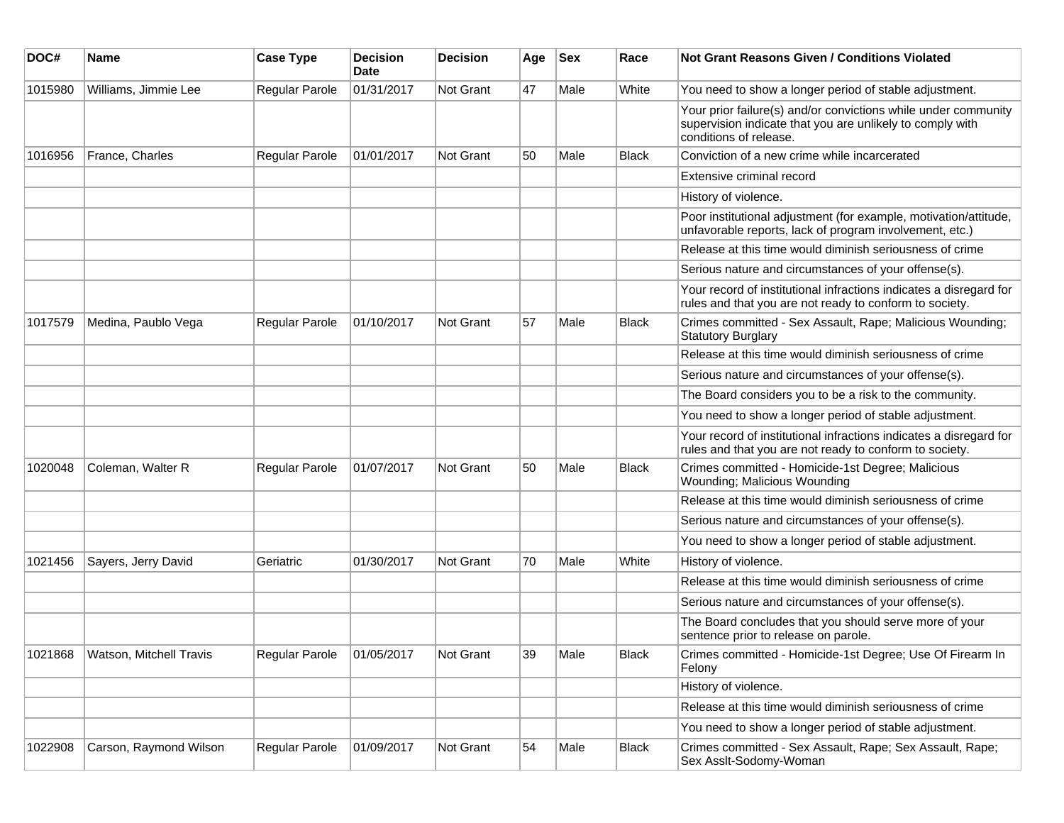| DOC# | Name | Case Type | Decision Date | Decision | Age | Sex | Race | Not Grant Reasons Given / Conditions Violated |
| --- | --- | --- | --- | --- | --- | --- | --- | --- |
| 1015980 | Williams, Jimmie Lee | Regular Parole | 01/31/2017 | Not Grant | 47 | Male | White | You need to show a longer period of stable adjustment. |
| | | | | | | | | Your prior failure(s) and/or convictions while under community supervision indicate that you are unlikely to comply with conditions of release. |
| 1016956 | France, Charles | Regular Parole | 01/01/2017 | Not Grant | 50 | Male | Black | Conviction of a new crime while incarcerated |
| | | | | | | | | Extensive criminal record |
| | | | | | | | | History of violence. |
| | | | | | | | | Poor institutional adjustment (for example, motivation/attitude, unfavorable reports, lack of program involvement, etc.) |
| | | | | | | | | Release at this time would diminish seriousness of crime |
| | | | | | | | | Serious nature and circumstances of your offense(s). |
| | | | | | | | | Your record of institutional infractions indicates a disregard for rules and that you are not ready to conform to society. |
| 1017579 | Medina, Paublo Vega | Regular Parole | 01/10/2017 | Not Grant | 57 | Male | Black | Crimes committed - Sex Assault, Rape; Malicious Wounding; Statutory Burglary |
| | | | | | | | | Release at this time would diminish seriousness of crime |
| | | | | | | | | Serious nature and circumstances of your offense(s). |
| | | | | | | | | The Board considers you to be a risk to the community. |
| | | | | | | | | You need to show a longer period of stable adjustment. |
| | | | | | | | | Your record of institutional infractions indicates a disregard for rules and that you are not ready to conform to society. |
| 1020048 | Coleman, Walter R | Regular Parole | 01/07/2017 | Not Grant | 50 | Male | Black | Crimes committed - Homicide-1st Degree; Malicious Wounding; Malicious Wounding |
| | | | | | | | | Release at this time would diminish seriousness of crime |
| | | | | | | | | Serious nature and circumstances of your offense(s). |
| | | | | | | | | You need to show a longer period of stable adjustment. |
| 1021456 | Sayers, Jerry David | Geriatric | 01/30/2017 | Not Grant | 70 | Male | White | History of violence. |
| | | | | | | | | Release at this time would diminish seriousness of crime |
| | | | | | | | | Serious nature and circumstances of your offense(s). |
| | | | | | | | | The Board concludes that you should serve more of your sentence prior to release on parole. |
| 1021868 | Watson, Mitchell Travis | Regular Parole | 01/05/2017 | Not Grant | 39 | Male | Black | Crimes committed - Homicide-1st Degree; Use Of Firearm In Felony |
| | | | | | | | | History of violence. |
| | | | | | | | | Release at this time would diminish seriousness of crime |
| | | | | | | | | You need to show a longer period of stable adjustment. |
| 1022908 | Carson, Raymond Wilson | Regular Parole | 01/09/2017 | Not Grant | 54 | Male | Black | Crimes committed - Sex Assault, Rape; Sex Assault, Rape; Sex Asslt-Sodomy-Woman |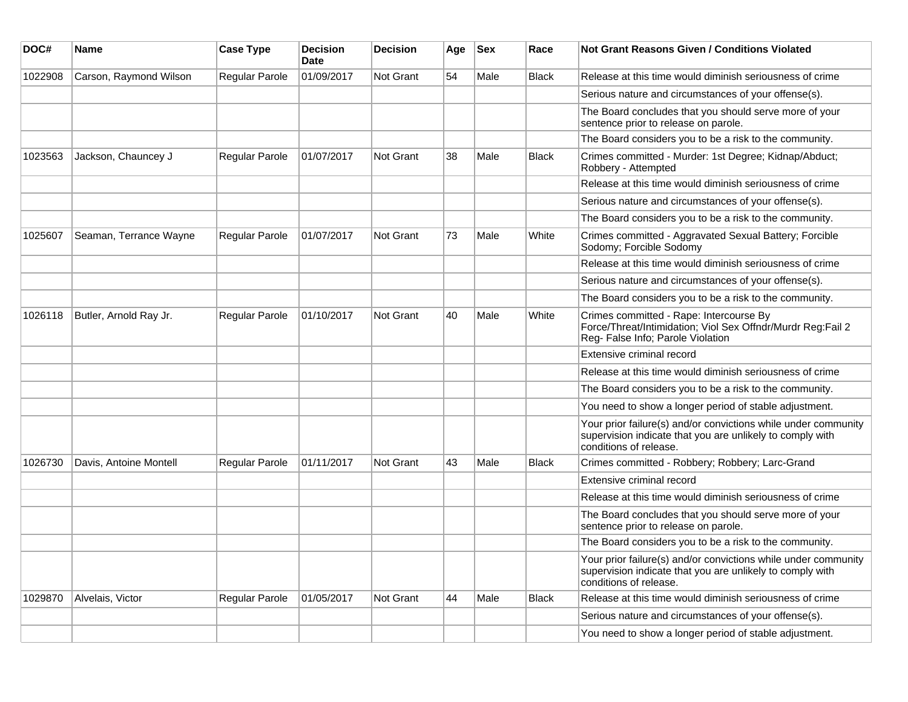| DOC# | Name | Case Type | Decision Date | Decision | Age | Sex | Race | Not Grant Reasons Given / Conditions Violated |
|---|---|---|---|---|---|---|---|---|
| 1022908 | Carson, Raymond Wilson | Regular Parole | 01/09/2017 | Not Grant | 54 | Male | Black | Release at this time would diminish seriousness of crime |
| | | | | | | | | Serious nature and circumstances of your offense(s). |
| | | | | | | | | The Board concludes that you should serve more of your sentence prior to release on parole. |
| | | | | | | | | The Board considers you to be a risk to the community. |
| 1023563 | Jackson, Chauncey J | Regular Parole | 01/07/2017 | Not Grant | 38 | Male | Black | Crimes committed - Murder: 1st Degree; Kidnap/Abduct; Robbery - Attempted |
| | | | | | | | | Release at this time would diminish seriousness of crime |
| | | | | | | | | Serious nature and circumstances of your offense(s). |
| | | | | | | | | The Board considers you to be a risk to the community. |
| 1025607 | Seaman, Terrance Wayne | Regular Parole | 01/07/2017 | Not Grant | 73 | Male | White | Crimes committed - Aggravated Sexual Battery; Forcible Sodomy; Forcible Sodomy |
| | | | | | | | | Release at this time would diminish seriousness of crime |
| | | | | | | | | Serious nature and circumstances of your offense(s). |
| | | | | | | | | The Board considers you to be a risk to the community. |
| 1026118 | Butler, Arnold Ray Jr. | Regular Parole | 01/10/2017 | Not Grant | 40 | Male | White | Crimes committed - Rape: Intercourse By Force/Threat/Intimidation; Viol Sex Offndr/Murdr Reg:Fail 2 Reg- False Info; Parole Violation |
| | | | | | | | | Extensive criminal record |
| | | | | | | | | Release at this time would diminish seriousness of crime |
| | | | | | | | | The Board considers you to be a risk to the community. |
| | | | | | | | | You need to show a longer period of stable adjustment. |
| | | | | | | | | Your prior failure(s) and/or convictions while under community supervision indicate that you are unlikely to comply with conditions of release. |
| 1026730 | Davis, Antoine Montell | Regular Parole | 01/11/2017 | Not Grant | 43 | Male | Black | Crimes committed - Robbery; Robbery; Larc-Grand |
| | | | | | | | | Extensive criminal record |
| | | | | | | | | Release at this time would diminish seriousness of crime |
| | | | | | | | | The Board concludes that you should serve more of your sentence prior to release on parole. |
| | | | | | | | | The Board considers you to be a risk to the community. |
| | | | | | | | | Your prior failure(s) and/or convictions while under community supervision indicate that you are unlikely to comply with conditions of release. |
| 1029870 | Alvelais, Victor | Regular Parole | 01/05/2017 | Not Grant | 44 | Male | Black | Release at this time would diminish seriousness of crime |
| | | | | | | | | Serious nature and circumstances of your offense(s). |
| | | | | | | | | You need to show a longer period of stable adjustment. |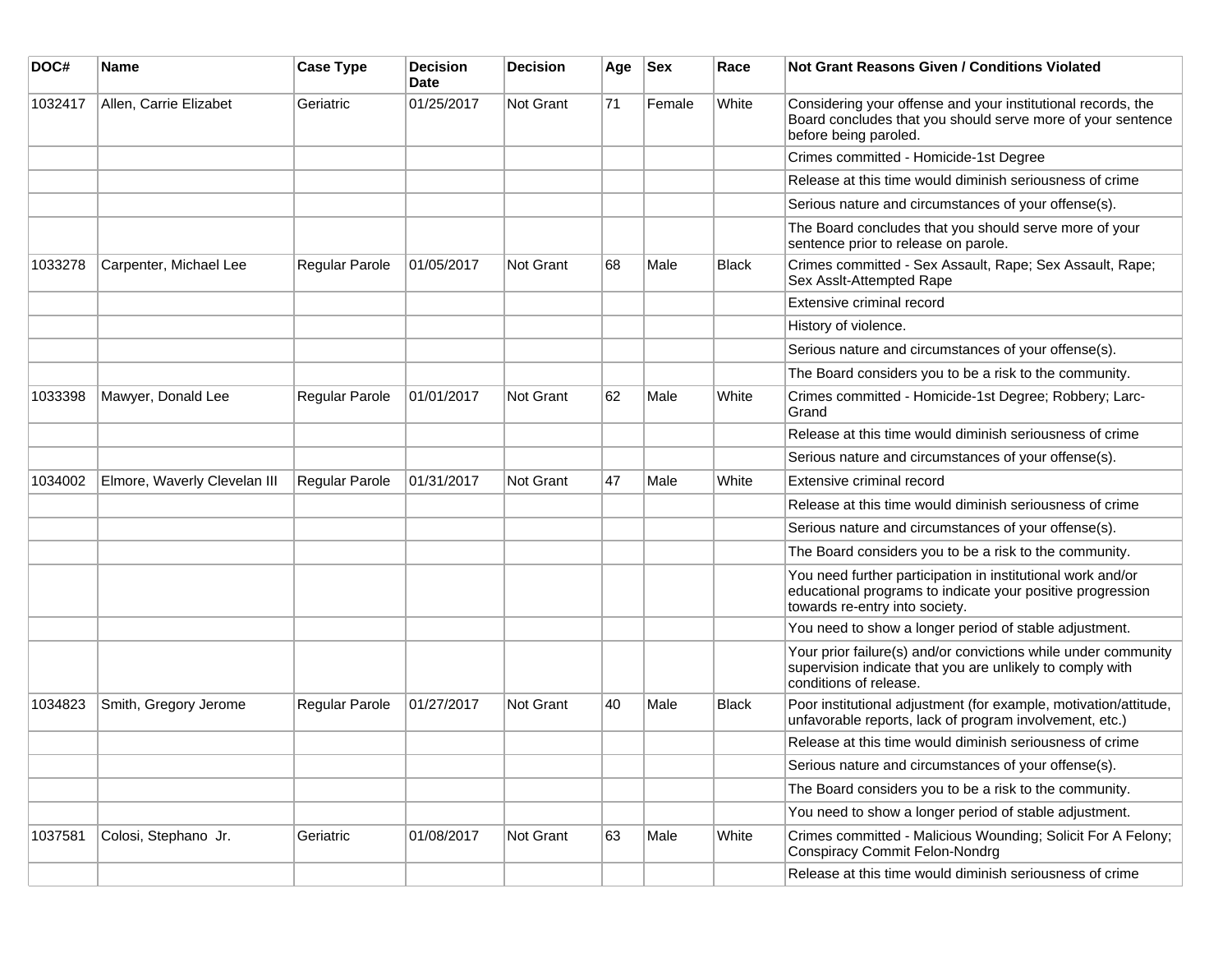| DOC# | Name | Case Type | Decision Date | Decision | Age | Sex | Race | Not Grant Reasons Given / Conditions Violated |
|---|---|---|---|---|---|---|---|---|
| 1032417 | Allen, Carrie Elizabet | Geriatric | 01/25/2017 | Not Grant | 71 | Female | White | Considering your offense and your institutional records, the Board concludes that you should serve more of your sentence before being paroled. |
| | | | | | | | | Crimes committed - Homicide-1st Degree |
| | | | | | | | | Release at this time would diminish seriousness of crime |
| | | | | | | | | Serious nature and circumstances of your offense(s). |
| | | | | | | | | The Board concludes that you should serve more of your sentence prior to release on parole. |
| 1033278 | Carpenter, Michael Lee | Regular Parole | 01/05/2017 | Not Grant | 68 | Male | Black | Crimes committed - Sex Assault, Rape; Sex Assault, Rape; Sex Asslt-Attempted Rape |
| | | | | | | | | Extensive criminal record |
| | | | | | | | | History of violence. |
| | | | | | | | | Serious nature and circumstances of your offense(s). |
| | | | | | | | | The Board considers you to be a risk to the community. |
| 1033398 | Mawyer, Donald Lee | Regular Parole | 01/01/2017 | Not Grant | 62 | Male | White | Crimes committed - Homicide-1st Degree; Robbery; Larc-Grand |
| | | | | | | | | Release at this time would diminish seriousness of crime |
| | | | | | | | | Serious nature and circumstances of your offense(s). |
| 1034002 | Elmore, Waverly Clevelan III | Regular Parole | 01/31/2017 | Not Grant | 47 | Male | White | Extensive criminal record |
| | | | | | | | | Release at this time would diminish seriousness of crime |
| | | | | | | | | Serious nature and circumstances of your offense(s). |
| | | | | | | | | The Board considers you to be a risk to the community. |
| | | | | | | | | You need further participation in institutional work and/or educational programs to indicate your positive progression towards re-entry into society. |
| | | | | | | | | You need to show a longer period of stable adjustment. |
| | | | | | | | | Your prior failure(s) and/or convictions while under community supervision indicate that you are unlikely to comply with conditions of release. |
| 1034823 | Smith, Gregory Jerome | Regular Parole | 01/27/2017 | Not Grant | 40 | Male | Black | Poor institutional adjustment (for example, motivation/attitude, unfavorable reports, lack of program involvement, etc.) |
| | | | | | | | | Release at this time would diminish seriousness of crime |
| | | | | | | | | Serious nature and circumstances of your offense(s). |
| | | | | | | | | The Board considers you to be a risk to the community. |
| | | | | | | | | You need to show a longer period of stable adjustment. |
| 1037581 | Colosi, Stephano Jr. | Geriatric | 01/08/2017 | Not Grant | 63 | Male | White | Crimes committed - Malicious Wounding; Solicit For A Felony; Conspiracy Commit Felon-Nondrg |
| | | | | | | | | Release at this time would diminish seriousness of crime |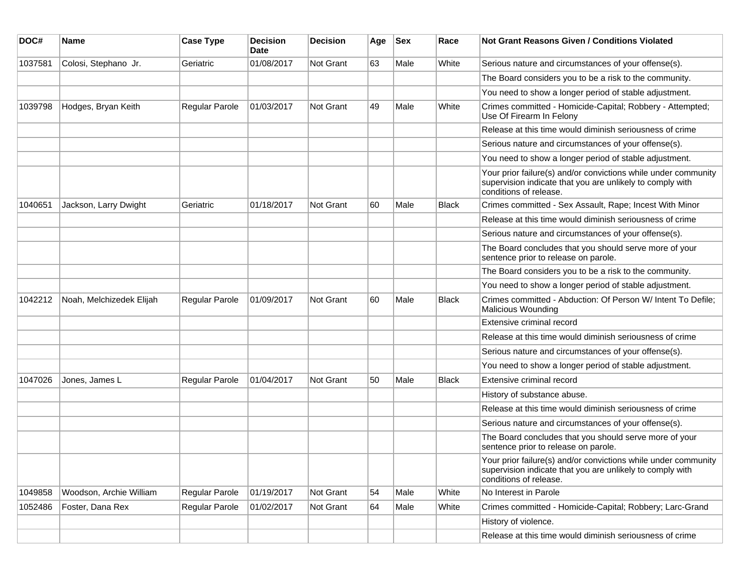| DOC# | Name | Case Type | Decision Date | Decision | Age | Sex | Race | Not Grant Reasons Given / Conditions Violated |
|---|---|---|---|---|---|---|---|---|
| 1037581 | Colosi, Stephano Jr. | Geriatric | 01/08/2017 | Not Grant | 63 | Male | White | Serious nature and circumstances of your offense(s). |
| | | | | | | | | The Board considers you to be a risk to the community. |
| | | | | | | | | You need to show a longer period of stable adjustment. |
| 1039798 | Hodges, Bryan Keith | Regular Parole | 01/03/2017 | Not Grant | 49 | Male | White | Crimes committed - Homicide-Capital; Robbery - Attempted; Use Of Firearm In Felony |
| | | | | | | | | Release at this time would diminish seriousness of crime |
| | | | | | | | | Serious nature and circumstances of your offense(s). |
| | | | | | | | | You need to show a longer period of stable adjustment. |
| | | | | | | | | Your prior failure(s) and/or convictions while under community supervision indicate that you are unlikely to comply with conditions of release. |
| 1040651 | Jackson, Larry Dwight | Geriatric | 01/18/2017 | Not Grant | 60 | Male | Black | Crimes committed - Sex Assault, Rape; Incest With Minor |
| | | | | | | | | Release at this time would diminish seriousness of crime |
| | | | | | | | | Serious nature and circumstances of your offense(s). |
| | | | | | | | | The Board concludes that you should serve more of your sentence prior to release on parole. |
| | | | | | | | | The Board considers you to be a risk to the community. |
| | | | | | | | | You need to show a longer period of stable adjustment. |
| 1042212 | Noah, Melchizedek Elijah | Regular Parole | 01/09/2017 | Not Grant | 60 | Male | Black | Crimes committed - Abduction: Of Person W/ Intent To Defile; Malicious Wounding |
| | | | | | | | | Extensive criminal record |
| | | | | | | | | Release at this time would diminish seriousness of crime |
| | | | | | | | | Serious nature and circumstances of your offense(s). |
| | | | | | | | | You need to show a longer period of stable adjustment. |
| 1047026 | Jones, James L | Regular Parole | 01/04/2017 | Not Grant | 50 | Male | Black | Extensive criminal record |
| | | | | | | | | History of substance abuse. |
| | | | | | | | | Release at this time would diminish seriousness of crime |
| | | | | | | | | Serious nature and circumstances of your offense(s). |
| | | | | | | | | The Board concludes that you should serve more of your sentence prior to release on parole. |
| | | | | | | | | Your prior failure(s) and/or convictions while under community supervision indicate that you are unlikely to comply with conditions of release. |
| 1049858 | Woodson, Archie William | Regular Parole | 01/19/2017 | Not Grant | 54 | Male | White | No Interest in Parole |
| 1052486 | Foster, Dana Rex | Regular Parole | 01/02/2017 | Not Grant | 64 | Male | White | Crimes committed - Homicide-Capital; Robbery; Larc-Grand |
| | | | | | | | | History of violence. |
| | | | | | | | | Release at this time would diminish seriousness of crime |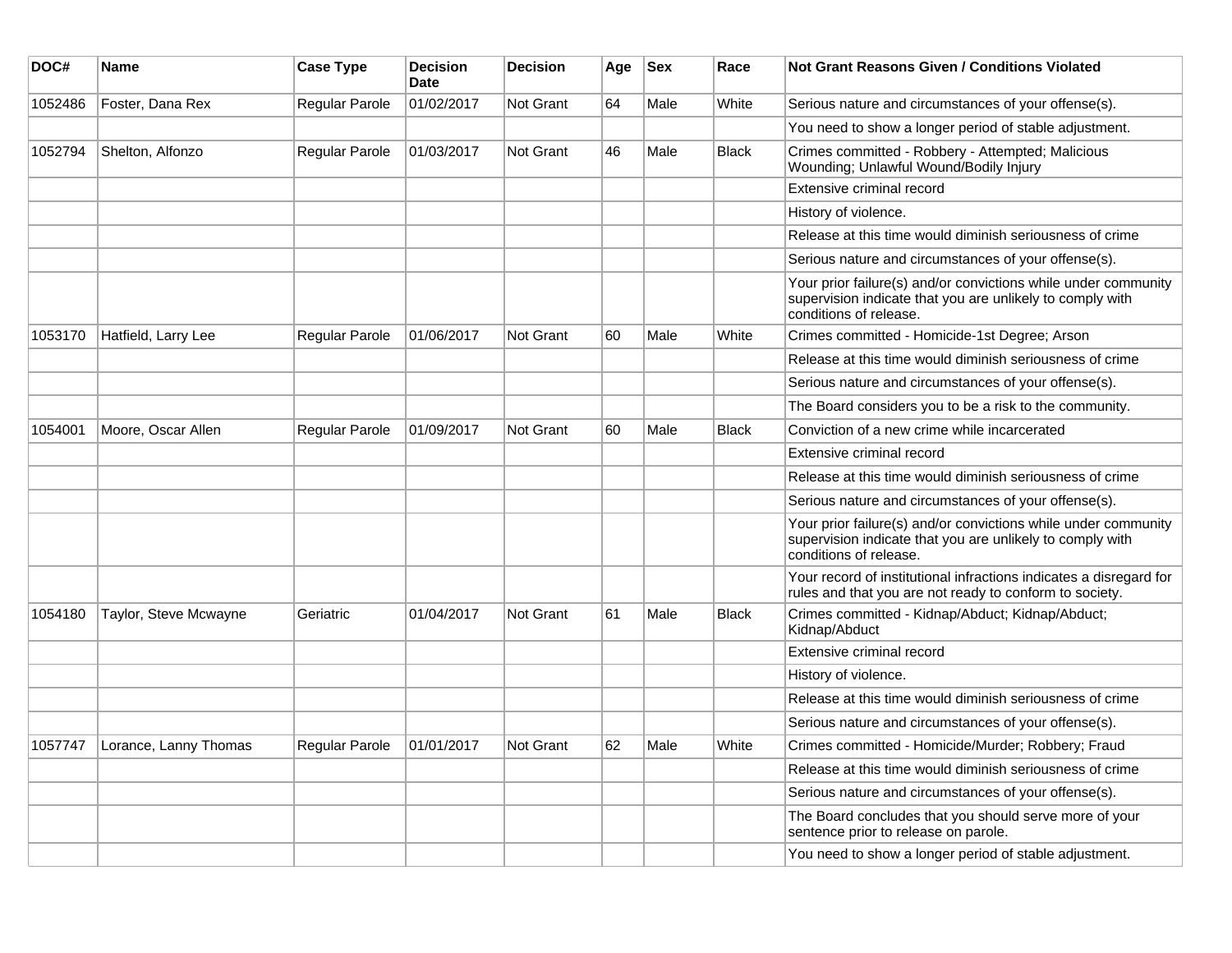| DOC# | Name | Case Type | Decision Date | Decision | Age | Sex | Race | Not Grant Reasons Given / Conditions Violated |
|---|---|---|---|---|---|---|---|---|
| 1052486 | Foster, Dana Rex | Regular Parole | 01/02/2017 | Not Grant | 64 | Male | White | Serious nature and circumstances of your offense(s). |
| | | | | | | | | You need to show a longer period of stable adjustment. |
| 1052794 | Shelton, Alfonzo | Regular Parole | 01/03/2017 | Not Grant | 46 | Male | Black | Crimes committed - Robbery - Attempted; Malicious Wounding; Unlawful Wound/Bodily Injury |
| | | | | | | | | Extensive criminal record |
| | | | | | | | | History of violence. |
| | | | | | | | | Release at this time would diminish seriousness of crime |
| | | | | | | | | Serious nature and circumstances of your offense(s). |
| | | | | | | | | Your prior failure(s) and/or convictions while under community supervision indicate that you are unlikely to comply with conditions of release. |
| 1053170 | Hatfield, Larry Lee | Regular Parole | 01/06/2017 | Not Grant | 60 | Male | White | Crimes committed - Homicide-1st Degree; Arson |
| | | | | | | | | Release at this time would diminish seriousness of crime |
| | | | | | | | | Serious nature and circumstances of your offense(s). |
| | | | | | | | | The Board considers you to be a risk to the community. |
| 1054001 | Moore, Oscar Allen | Regular Parole | 01/09/2017 | Not Grant | 60 | Male | Black | Conviction of a new crime while incarcerated |
| | | | | | | | | Extensive criminal record |
| | | | | | | | | Release at this time would diminish seriousness of crime |
| | | | | | | | | Serious nature and circumstances of your offense(s). |
| | | | | | | | | Your prior failure(s) and/or convictions while under community supervision indicate that you are unlikely to comply with conditions of release. |
| | | | | | | | | Your record of institutional infractions indicates a disregard for rules and that you are not ready to conform to society. |
| 1054180 | Taylor, Steve Mcwayne | Geriatric | 01/04/2017 | Not Grant | 61 | Male | Black | Crimes committed - Kidnap/Abduct; Kidnap/Abduct; Kidnap/Abduct |
| | | | | | | | | Extensive criminal record |
| | | | | | | | | History of violence. |
| | | | | | | | | Release at this time would diminish seriousness of crime |
| | | | | | | | | Serious nature and circumstances of your offense(s). |
| 1057747 | Lorance, Lanny Thomas | Regular Parole | 01/01/2017 | Not Grant | 62 | Male | White | Crimes committed - Homicide/Murder; Robbery; Fraud |
| | | | | | | | | Release at this time would diminish seriousness of crime |
| | | | | | | | | Serious nature and circumstances of your offense(s). |
| | | | | | | | | The Board concludes that you should serve more of your sentence prior to release on parole. |
| | | | | | | | | You need to show a longer period of stable adjustment. |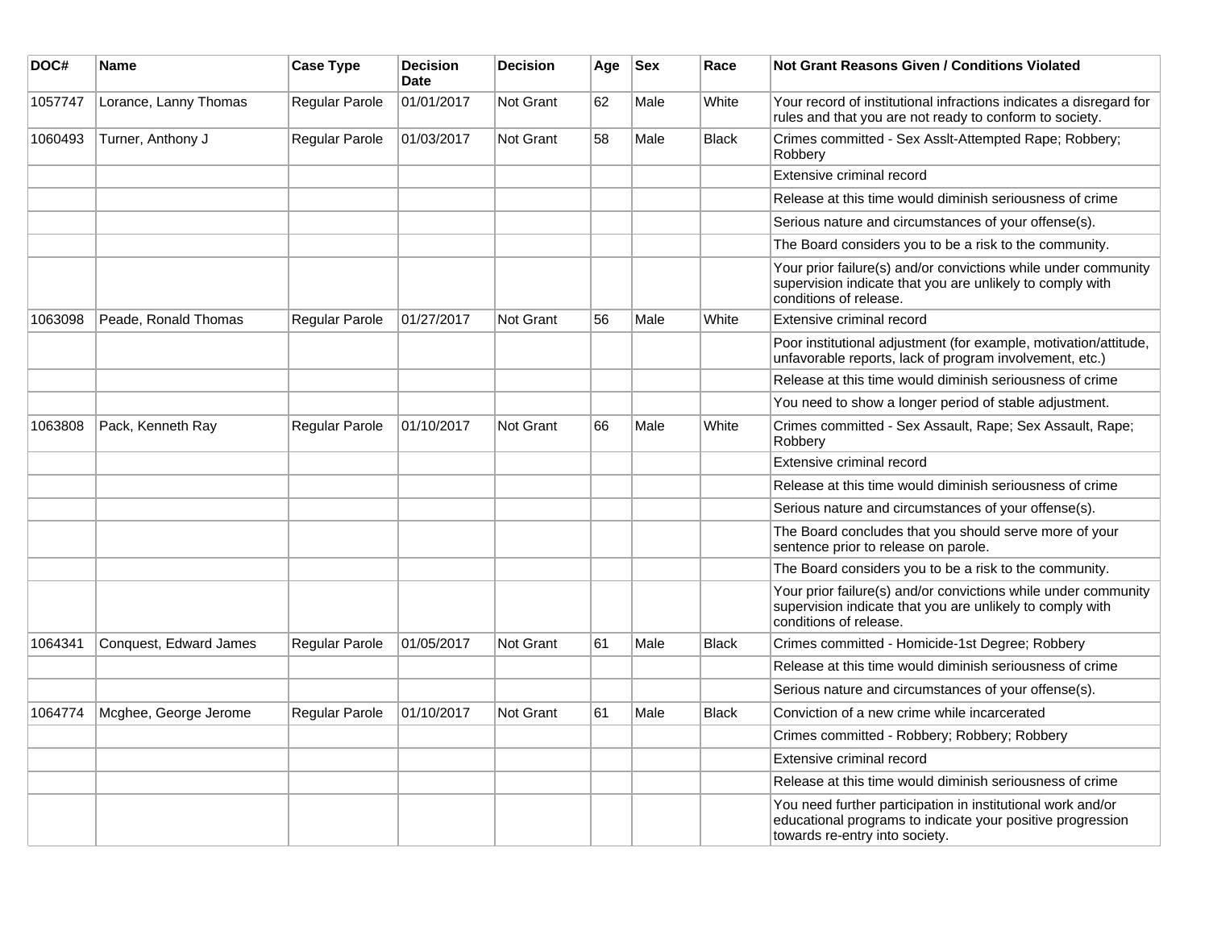| DOC# | Name | Case Type | Decision Date | Decision | Age | Sex | Race | Not Grant Reasons Given / Conditions Violated |
| --- | --- | --- | --- | --- | --- | --- | --- | --- |
| 1057747 | Lorance, Lanny Thomas | Regular Parole | 01/01/2017 | Not Grant | 62 | Male | White | Your record of institutional infractions indicates a disregard for rules and that you are not ready to conform to society. |
| 1060493 | Turner, Anthony J | Regular Parole | 01/03/2017 | Not Grant | 58 | Male | Black | Crimes committed - Sex Asslt-Attempted Rape; Robbery; Robbery |
| | | | | | | | | Extensive criminal record |
| | | | | | | | | Release at this time would diminish seriousness of crime |
| | | | | | | | | Serious nature and circumstances of your offense(s). |
| | | | | | | | | The Board considers you to be a risk to the community. |
| | | | | | | | | Your prior failure(s) and/or convictions while under community supervision indicate that you are unlikely to comply with conditions of release. |
| 1063098 | Peade, Ronald Thomas | Regular Parole | 01/27/2017 | Not Grant | 56 | Male | White | Extensive criminal record |
| | | | | | | | | Poor institutional adjustment (for example, motivation/attitude, unfavorable reports, lack of program involvement, etc.) |
| | | | | | | | | Release at this time would diminish seriousness of crime |
| | | | | | | | | You need to show a longer period of stable adjustment. |
| 1063808 | Pack, Kenneth Ray | Regular Parole | 01/10/2017 | Not Grant | 66 | Male | White | Crimes committed - Sex Assault, Rape; Sex Assault, Rape; Robbery |
| | | | | | | | | Extensive criminal record |
| | | | | | | | | Release at this time would diminish seriousness of crime |
| | | | | | | | | Serious nature and circumstances of your offense(s). |
| | | | | | | | | The Board concludes that you should serve more of your sentence prior to release on parole. |
| | | | | | | | | The Board considers you to be a risk to the community. |
| | | | | | | | | Your prior failure(s) and/or convictions while under community supervision indicate that you are unlikely to comply with conditions of release. |
| 1064341 | Conquest, Edward James | Regular Parole | 01/05/2017 | Not Grant | 61 | Male | Black | Crimes committed - Homicide-1st Degree; Robbery |
| | | | | | | | | Release at this time would diminish seriousness of crime |
| | | | | | | | | Serious nature and circumstances of your offense(s). |
| 1064774 | Mcghee, George Jerome | Regular Parole | 01/10/2017 | Not Grant | 61 | Male | Black | Conviction of a new crime while incarcerated |
| | | | | | | | | Crimes committed - Robbery; Robbery; Robbery |
| | | | | | | | | Extensive criminal record |
| | | | | | | | | Release at this time would diminish seriousness of crime |
| | | | | | | | | You need further participation in institutional work and/or educational programs to indicate your positive progression towards re-entry into society. |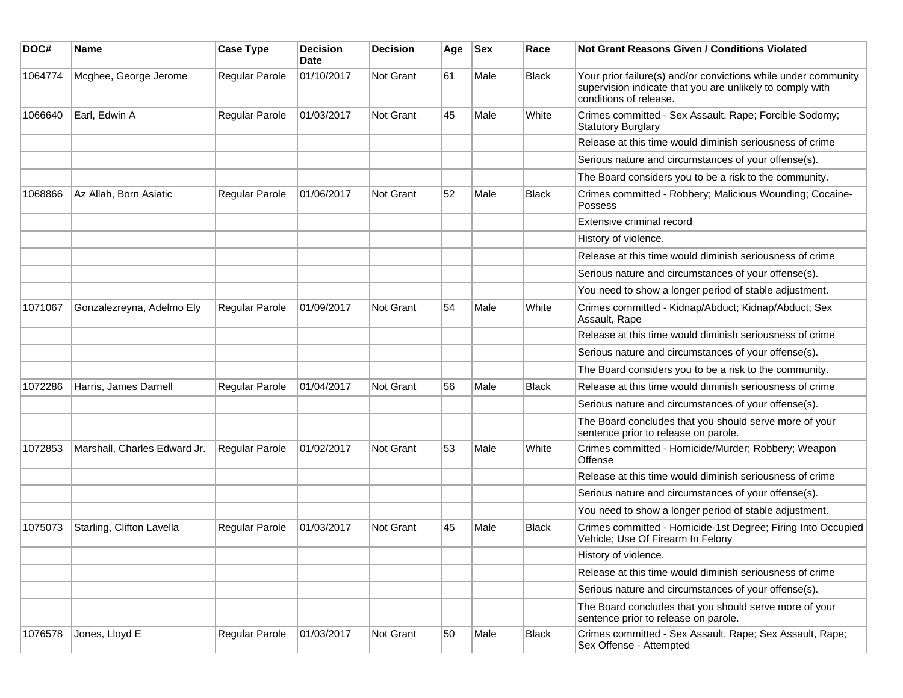| DOC# | Name | Case Type | Decision Date | Decision | Age | Sex | Race | Not Grant Reasons Given / Conditions Violated |
|---|---|---|---|---|---|---|---|---|
| 1064774 | Mcghee, George Jerome | Regular Parole | 01/10/2017 | Not Grant | 61 | Male | Black | Your prior failure(s) and/or convictions while under community supervision indicate that you are unlikely to comply with conditions of release. |
| 1066640 | Earl, Edwin A | Regular Parole | 01/03/2017 | Not Grant | 45 | Male | White | Crimes committed - Sex Assault, Rape; Forcible Sodomy; Statutory Burglary |
| | | | | | | | | Release at this time would diminish seriousness of crime |
| | | | | | | | | Serious nature and circumstances of your offense(s). |
| | | | | | | | | The Board considers you to be a risk to the community. |
| 1068866 | Az Allah, Born Asiatic | Regular Parole | 01/06/2017 | Not Grant | 52 | Male | Black | Crimes committed - Robbery; Malicious Wounding; Cocaine-Possess |
| | | | | | | | | Extensive criminal record |
| | | | | | | | | History of violence. |
| | | | | | | | | Release at this time would diminish seriousness of crime |
| | | | | | | | | Serious nature and circumstances of your offense(s). |
| | | | | | | | | You need to show a longer period of stable adjustment. |
| 1071067 | Gonzalezreyna, Adelmo Ely | Regular Parole | 01/09/2017 | Not Grant | 54 | Male | White | Crimes committed - Kidnap/Abduct; Kidnap/Abduct; Sex Assault, Rape |
| | | | | | | | | Release at this time would diminish seriousness of crime |
| | | | | | | | | Serious nature and circumstances of your offense(s). |
| | | | | | | | | The Board considers you to be a risk to the community. |
| 1072286 | Harris, James Darnell | Regular Parole | 01/04/2017 | Not Grant | 56 | Male | Black | Release at this time would diminish seriousness of crime |
| | | | | | | | | Serious nature and circumstances of your offense(s). |
| | | | | | | | | The Board concludes that you should serve more of your sentence prior to release on parole. |
| 1072853 | Marshall, Charles Edward Jr. | Regular Parole | 01/02/2017 | Not Grant | 53 | Male | White | Crimes committed - Homicide/Murder; Robbery; Weapon Offense |
| | | | | | | | | Release at this time would diminish seriousness of crime |
| | | | | | | | | Serious nature and circumstances of your offense(s). |
| | | | | | | | | You need to show a longer period of stable adjustment. |
| 1075073 | Starling, Clifton Lavella | Regular Parole | 01/03/2017 | Not Grant | 45 | Male | Black | Crimes committed - Homicide-1st Degree; Firing Into Occupied Vehicle; Use Of Firearm In Felony |
| | | | | | | | | History of violence. |
| | | | | | | | | Release at this time would diminish seriousness of crime |
| | | | | | | | | Serious nature and circumstances of your offense(s). |
| | | | | | | | | The Board concludes that you should serve more of your sentence prior to release on parole. |
| 1076578 | Jones, Lloyd E | Regular Parole | 01/03/2017 | Not Grant | 50 | Male | Black | Crimes committed - Sex Assault, Rape; Sex Assault, Rape; Sex Offense - Attempted |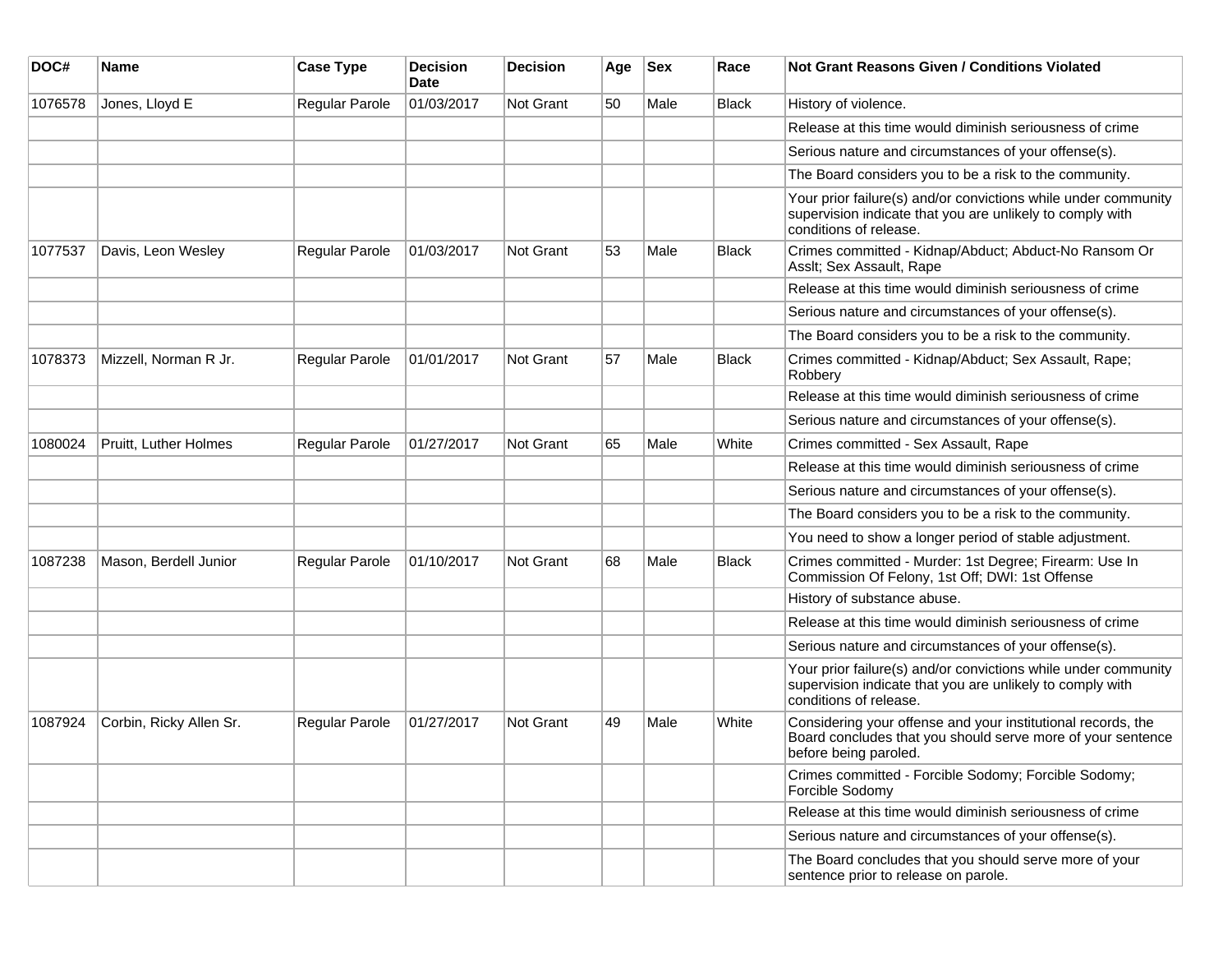| DOC# | Name | Case Type | Decision Date | Decision | Age | Sex | Race | Not Grant Reasons Given / Conditions Violated |
|---|---|---|---|---|---|---|---|---|
| 1076578 | Jones, Lloyd E | Regular Parole | 01/03/2017 | Not Grant | 50 | Male | Black | History of violence. |
| | | | | | | | | Release at this time would diminish seriousness of crime |
| | | | | | | | | Serious nature and circumstances of your offense(s). |
| | | | | | | | | The Board considers you to be a risk to the community. |
| | | | | | | | | Your prior failure(s) and/or convictions while under community supervision indicate that you are unlikely to comply with conditions of release. |
| 1077537 | Davis, Leon Wesley | Regular Parole | 01/03/2017 | Not Grant | 53 | Male | Black | Crimes committed - Kidnap/Abduct; Abduct-No Ransom Or Asslt; Sex Assault, Rape |
| | | | | | | | | Release at this time would diminish seriousness of crime |
| | | | | | | | | Serious nature and circumstances of your offense(s). |
| | | | | | | | | The Board considers you to be a risk to the community. |
| 1078373 | Mizzell, Norman R Jr. | Regular Parole | 01/01/2017 | Not Grant | 57 | Male | Black | Crimes committed - Kidnap/Abduct; Sex Assault, Rape; Robbery |
| | | | | | | | | Release at this time would diminish seriousness of crime |
| | | | | | | | | Serious nature and circumstances of your offense(s). |
| 1080024 | Pruitt, Luther Holmes | Regular Parole | 01/27/2017 | Not Grant | 65 | Male | White | Crimes committed - Sex Assault, Rape |
| | | | | | | | | Release at this time would diminish seriousness of crime |
| | | | | | | | | Serious nature and circumstances of your offense(s). |
| | | | | | | | | The Board considers you to be a risk to the community. |
| | | | | | | | | You need to show a longer period of stable adjustment. |
| 1087238 | Mason, Berdell Junior | Regular Parole | 01/10/2017 | Not Grant | 68 | Male | Black | Crimes committed - Murder: 1st Degree; Firearm: Use In Commission Of Felony, 1st Off; DWI: 1st Offense |
| | | | | | | | | History of substance abuse. |
| | | | | | | | | Release at this time would diminish seriousness of crime |
| | | | | | | | | Serious nature and circumstances of your offense(s). |
| | | | | | | | | Your prior failure(s) and/or convictions while under community supervision indicate that you are unlikely to comply with conditions of release. |
| 1087924 | Corbin, Ricky Allen Sr. | Regular Parole | 01/27/2017 | Not Grant | 49 | Male | White | Considering your offense and your institutional records, the Board concludes that you should serve more of your sentence before being paroled. |
| | | | | | | | | Crimes committed - Forcible Sodomy; Forcible Sodomy; Forcible Sodomy |
| | | | | | | | | Release at this time would diminish seriousness of crime |
| | | | | | | | | Serious nature and circumstances of your offense(s). |
| | | | | | | | | The Board concludes that you should serve more of your sentence prior to release on parole. |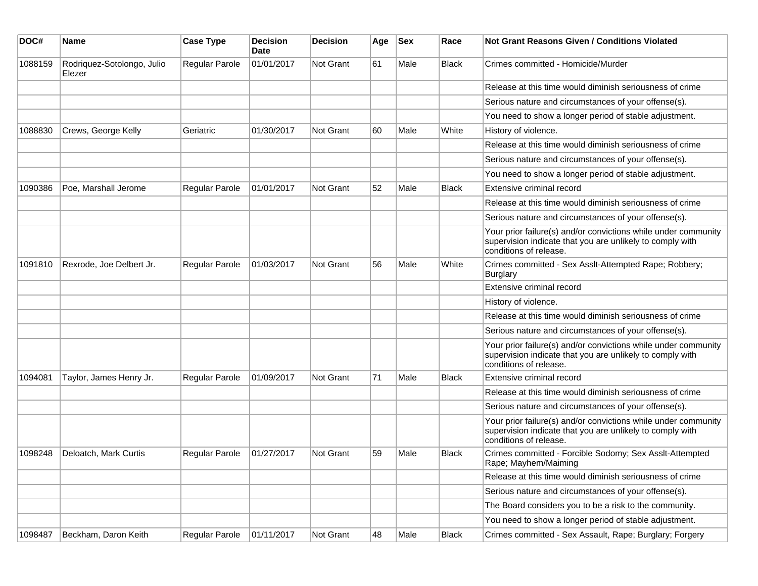| DOC# | Name | Case Type | Decision Date | Decision | Age | Sex | Race | Not Grant Reasons Given / Conditions Violated |
|---|---|---|---|---|---|---|---|---|
| 1088159 | Rodriquez-Sotolongo, Julio Elezer | Regular Parole | 01/01/2017 | Not Grant | 61 | Male | Black | Crimes committed - Homicide/Murder |
| | | | | | | | | Release at this time would diminish seriousness of crime |
| | | | | | | | | Serious nature and circumstances of your offense(s). |
| | | | | | | | | You need to show a longer period of stable adjustment. |
| 1088830 | Crews, George Kelly | Geriatric | 01/30/2017 | Not Grant | 60 | Male | White | History of violence. |
| | | | | | | | | Release at this time would diminish seriousness of crime |
| | | | | | | | | Serious nature and circumstances of your offense(s). |
| | | | | | | | | You need to show a longer period of stable adjustment. |
| 1090386 | Poe, Marshall Jerome | Regular Parole | 01/01/2017 | Not Grant | 52 | Male | Black | Extensive criminal record |
| | | | | | | | | Release at this time would diminish seriousness of crime |
| | | | | | | | | Serious nature and circumstances of your offense(s). |
| | | | | | | | | Your prior failure(s) and/or convictions while under community supervision indicate that you are unlikely to comply with conditions of release. |
| 1091810 | Rexrode, Joe Delbert Jr. | Regular Parole | 01/03/2017 | Not Grant | 56 | Male | White | Crimes committed - Sex Asslt-Attempted Rape; Robbery; Burglary |
| | | | | | | | | Extensive criminal record |
| | | | | | | | | History of violence. |
| | | | | | | | | Release at this time would diminish seriousness of crime |
| | | | | | | | | Serious nature and circumstances of your offense(s). |
| | | | | | | | | Your prior failure(s) and/or convictions while under community supervision indicate that you are unlikely to comply with conditions of release. |
| 1094081 | Taylor, James Henry Jr. | Regular Parole | 01/09/2017 | Not Grant | 71 | Male | Black | Extensive criminal record |
| | | | | | | | | Release at this time would diminish seriousness of crime |
| | | | | | | | | Serious nature and circumstances of your offense(s). |
| | | | | | | | | Your prior failure(s) and/or convictions while under community supervision indicate that you are unlikely to comply with conditions of release. |
| 1098248 | Deloatch, Mark Curtis | Regular Parole | 01/27/2017 | Not Grant | 59 | Male | Black | Crimes committed - Forcible Sodomy; Sex Asslt-Attempted Rape; Mayhem/Maiming |
| | | | | | | | | Release at this time would diminish seriousness of crime |
| | | | | | | | | Serious nature and circumstances of your offense(s). |
| | | | | | | | | The Board considers you to be a risk to the community. |
| | | | | | | | | You need to show a longer period of stable adjustment. |
| 1098487 | Beckham, Daron Keith | Regular Parole | 01/11/2017 | Not Grant | 48 | Male | Black | Crimes committed - Sex Assault, Rape; Burglary; Forgery |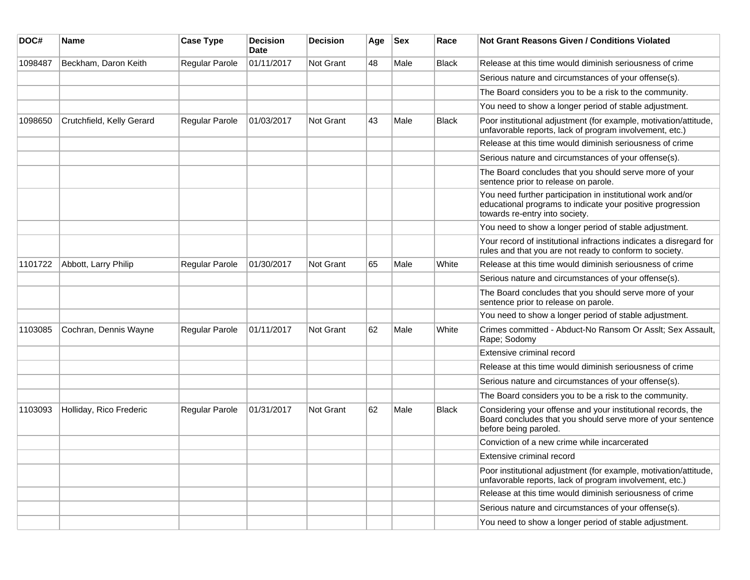| DOC# | Name | Case Type | Decision Date | Decision | Age | Sex | Race | Not Grant Reasons Given / Conditions Violated |
|---|---|---|---|---|---|---|---|---|
| 1098487 | Beckham, Daron Keith | Regular Parole | 01/11/2017 | Not Grant | 48 | Male | Black | Release at this time would diminish seriousness of crime |
| | | | | | | | | Serious nature and circumstances of your offense(s). |
| | | | | | | | | The Board considers you to be a risk to the community. |
| | | | | | | | | You need to show a longer period of stable adjustment. |
| 1098650 | Crutchfield, Kelly Gerard | Regular Parole | 01/03/2017 | Not Grant | 43 | Male | Black | Poor institutional adjustment (for example, motivation/attitude, unfavorable reports, lack of program involvement, etc.) |
| | | | | | | | | Release at this time would diminish seriousness of crime |
| | | | | | | | | Serious nature and circumstances of your offense(s). |
| | | | | | | | | The Board concludes that you should serve more of your sentence prior to release on parole. |
| | | | | | | | | You need further participation in institutional work and/or educational programs to indicate your positive progression towards re-entry into society. |
| | | | | | | | | You need to show a longer period of stable adjustment. |
| | | | | | | | | Your record of institutional infractions indicates a disregard for rules and that you are not ready to conform to society. |
| 1101722 | Abbott, Larry Philip | Regular Parole | 01/30/2017 | Not Grant | 65 | Male | White | Release at this time would diminish seriousness of crime |
| | | | | | | | | Serious nature and circumstances of your offense(s). |
| | | | | | | | | The Board concludes that you should serve more of your sentence prior to release on parole. |
| | | | | | | | | You need to show a longer period of stable adjustment. |
| 1103085 | Cochran, Dennis Wayne | Regular Parole | 01/11/2017 | Not Grant | 62 | Male | White | Crimes committed - Abduct-No Ransom Or Asslt; Sex Assault, Rape; Sodomy |
| | | | | | | | | Extensive criminal record |
| | | | | | | | | Release at this time would diminish seriousness of crime |
| | | | | | | | | Serious nature and circumstances of your offense(s). |
| | | | | | | | | The Board considers you to be a risk to the community. |
| 1103093 | Holliday, Rico Frederic | Regular Parole | 01/31/2017 | Not Grant | 62 | Male | Black | Considering your offense and your institutional records, the Board concludes that you should serve more of your sentence before being paroled. |
| | | | | | | | | Conviction of a new crime while incarcerated |
| | | | | | | | | Extensive criminal record |
| | | | | | | | | Poor institutional adjustment (for example, motivation/attitude, unfavorable reports, lack of program involvement, etc.) |
| | | | | | | | | Release at this time would diminish seriousness of crime |
| | | | | | | | | Serious nature and circumstances of your offense(s). |
| | | | | | | | | You need to show a longer period of stable adjustment. |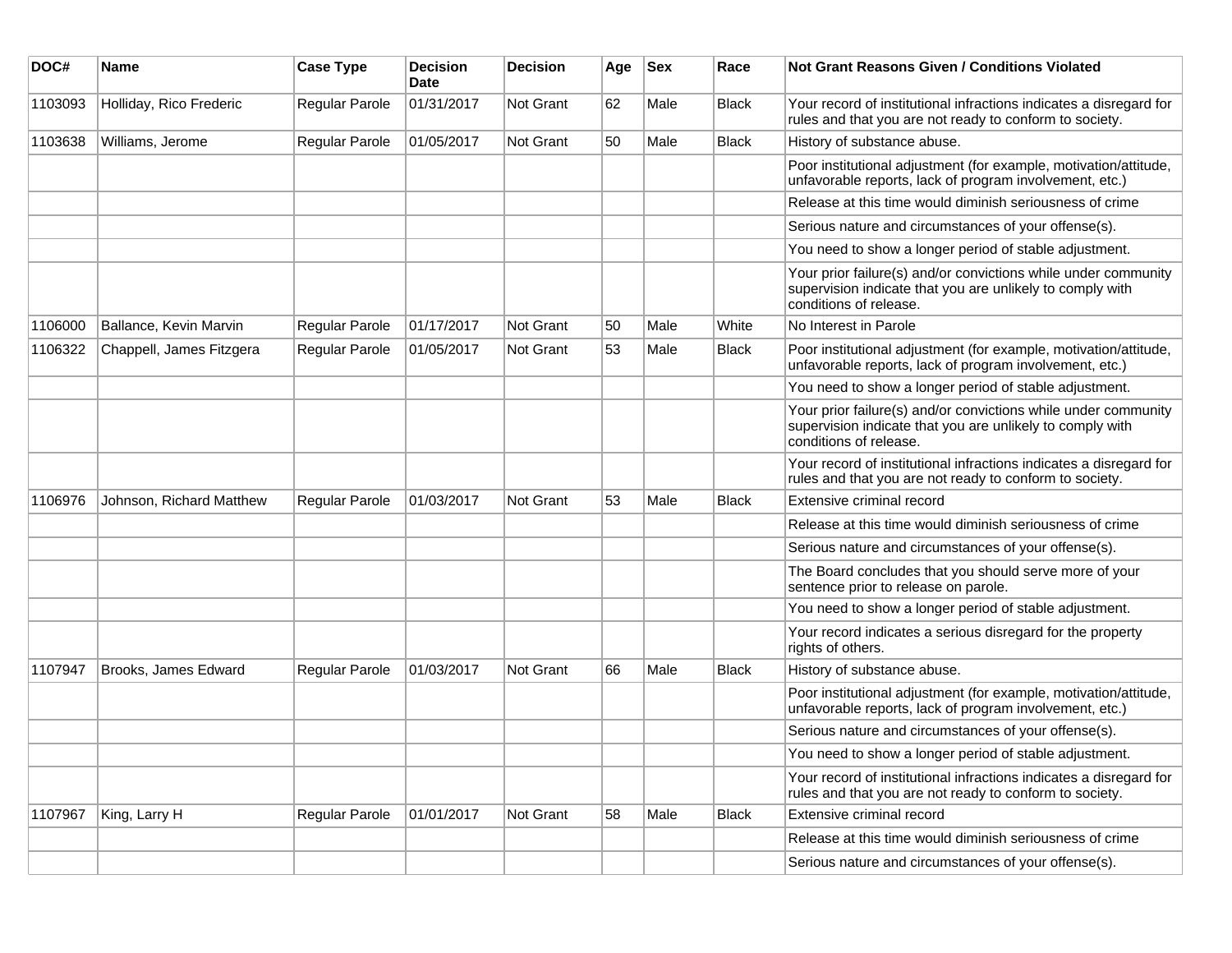| DOC# | Name | Case Type | Decision Date | Decision | Age | Sex | Race | Not Grant Reasons Given / Conditions Violated |
|---|---|---|---|---|---|---|---|---|
| 1103093 | Holliday, Rico Frederic | Regular Parole | 01/31/2017 | Not Grant | 62 | Male | Black | Your record of institutional infractions indicates a disregard for rules and that you are not ready to conform to society. |
| 1103638 | Williams, Jerome | Regular Parole | 01/05/2017 | Not Grant | 50 | Male | Black | History of substance abuse. |
| | | | | | | | | Poor institutional adjustment (for example, motivation/attitude, unfavorable reports, lack of program involvement, etc.) |
| | | | | | | | | Release at this time would diminish seriousness of crime |
| | | | | | | | | Serious nature and circumstances of your offense(s). |
| | | | | | | | | You need to show a longer period of stable adjustment. |
| | | | | | | | | Your prior failure(s) and/or convictions while under community supervision indicate that you are unlikely to comply with conditions of release. |
| 1106000 | Ballance, Kevin Marvin | Regular Parole | 01/17/2017 | Not Grant | 50 | Male | White | No Interest in Parole |
| 1106322 | Chappell, James Fitzgera | Regular Parole | 01/05/2017 | Not Grant | 53 | Male | Black | Poor institutional adjustment (for example, motivation/attitude, unfavorable reports, lack of program involvement, etc.) |
| | | | | | | | | You need to show a longer period of stable adjustment. |
| | | | | | | | | Your prior failure(s) and/or convictions while under community supervision indicate that you are unlikely to comply with conditions of release. |
| | | | | | | | | Your record of institutional infractions indicates a disregard for rules and that you are not ready to conform to society. |
| 1106976 | Johnson, Richard Matthew | Regular Parole | 01/03/2017 | Not Grant | 53 | Male | Black | Extensive criminal record |
| | | | | | | | | Release at this time would diminish seriousness of crime |
| | | | | | | | | Serious nature and circumstances of your offense(s). |
| | | | | | | | | The Board concludes that you should serve more of your sentence prior to release on parole. |
| | | | | | | | | You need to show a longer period of stable adjustment. |
| | | | | | | | | Your record indicates a serious disregard for the property rights of others. |
| 1107947 | Brooks, James Edward | Regular Parole | 01/03/2017 | Not Grant | 66 | Male | Black | History of substance abuse. |
| | | | | | | | | Poor institutional adjustment (for example, motivation/attitude, unfavorable reports, lack of program involvement, etc.) |
| | | | | | | | | Serious nature and circumstances of your offense(s). |
| | | | | | | | | You need to show a longer period of stable adjustment. |
| | | | | | | | | Your record of institutional infractions indicates a disregard for rules and that you are not ready to conform to society. |
| 1107967 | King, Larry H | Regular Parole | 01/01/2017 | Not Grant | 58 | Male | Black | Extensive criminal record |
| | | | | | | | | Release at this time would diminish seriousness of crime |
| | | | | | | | | Serious nature and circumstances of your offense(s). |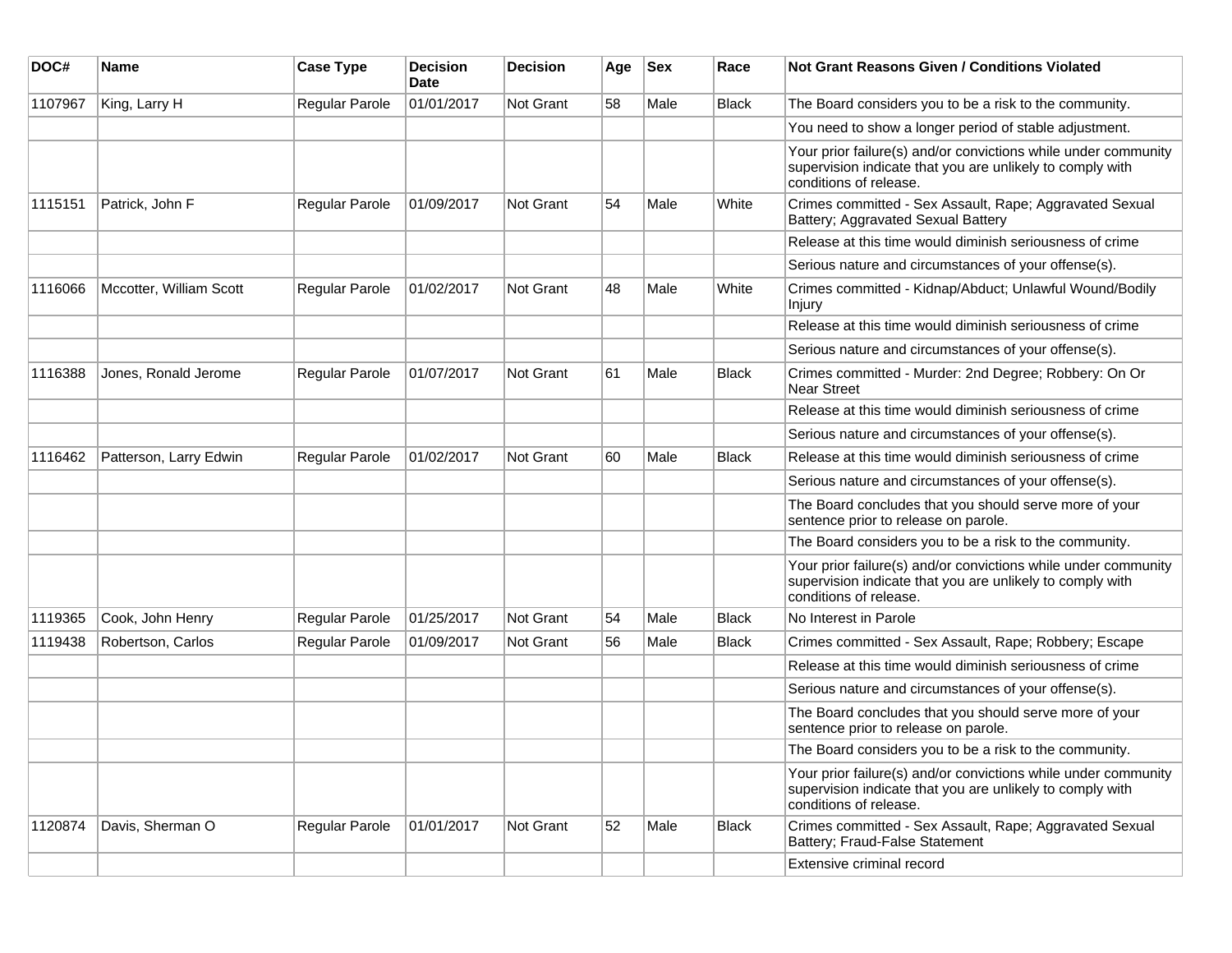| DOC# | Name | Case Type | Decision Date | Decision | Age | Sex | Race | Not Grant Reasons Given / Conditions Violated |
|---|---|---|---|---|---|---|---|---|
| 1107967 | King, Larry H | Regular Parole | 01/01/2017 | Not Grant | 58 | Male | Black | The Board considers you to be a risk to the community. |
| | | | | | | | | You need to show a longer period of stable adjustment. |
| | | | | | | | | Your prior failure(s) and/or convictions while under community supervision indicate that you are unlikely to comply with conditions of release. |
| 1115151 | Patrick, John F | Regular Parole | 01/09/2017 | Not Grant | 54 | Male | White | Crimes committed - Sex Assault, Rape; Aggravated Sexual Battery; Aggravated Sexual Battery |
| | | | | | | | | Release at this time would diminish seriousness of crime |
| | | | | | | | | Serious nature and circumstances of your offense(s). |
| 1116066 | Mccotter, William Scott | Regular Parole | 01/02/2017 | Not Grant | 48 | Male | White | Crimes committed - Kidnap/Abduct; Unlawful Wound/Bodily Injury |
| | | | | | | | | Release at this time would diminish seriousness of crime |
| | | | | | | | | Serious nature and circumstances of your offense(s). |
| 1116388 | Jones, Ronald Jerome | Regular Parole | 01/07/2017 | Not Grant | 61 | Male | Black | Crimes committed - Murder: 2nd Degree; Robbery: On Or Near Street |
| | | | | | | | | Release at this time would diminish seriousness of crime |
| | | | | | | | | Serious nature and circumstances of your offense(s). |
| 1116462 | Patterson, Larry Edwin | Regular Parole | 01/02/2017 | Not Grant | 60 | Male | Black | Release at this time would diminish seriousness of crime |
| | | | | | | | | Serious nature and circumstances of your offense(s). |
| | | | | | | | | The Board concludes that you should serve more of your sentence prior to release on parole. |
| | | | | | | | | The Board considers you to be a risk to the community. |
| | | | | | | | | Your prior failure(s) and/or convictions while under community supervision indicate that you are unlikely to comply with conditions of release. |
| 1119365 | Cook, John Henry | Regular Parole | 01/25/2017 | Not Grant | 54 | Male | Black | No Interest in Parole |
| 1119438 | Robertson, Carlos | Regular Parole | 01/09/2017 | Not Grant | 56 | Male | Black | Crimes committed - Sex Assault, Rape; Robbery; Escape |
| | | | | | | | | Release at this time would diminish seriousness of crime |
| | | | | | | | | Serious nature and circumstances of your offense(s). |
| | | | | | | | | The Board concludes that you should serve more of your sentence prior to release on parole. |
| | | | | | | | | The Board considers you to be a risk to the community. |
| | | | | | | | | Your prior failure(s) and/or convictions while under community supervision indicate that you are unlikely to comply with conditions of release. |
| 1120874 | Davis, Sherman O | Regular Parole | 01/01/2017 | Not Grant | 52 | Male | Black | Crimes committed - Sex Assault, Rape; Aggravated Sexual Battery; Fraud-False Statement |
| | | | | | | | | Extensive criminal record |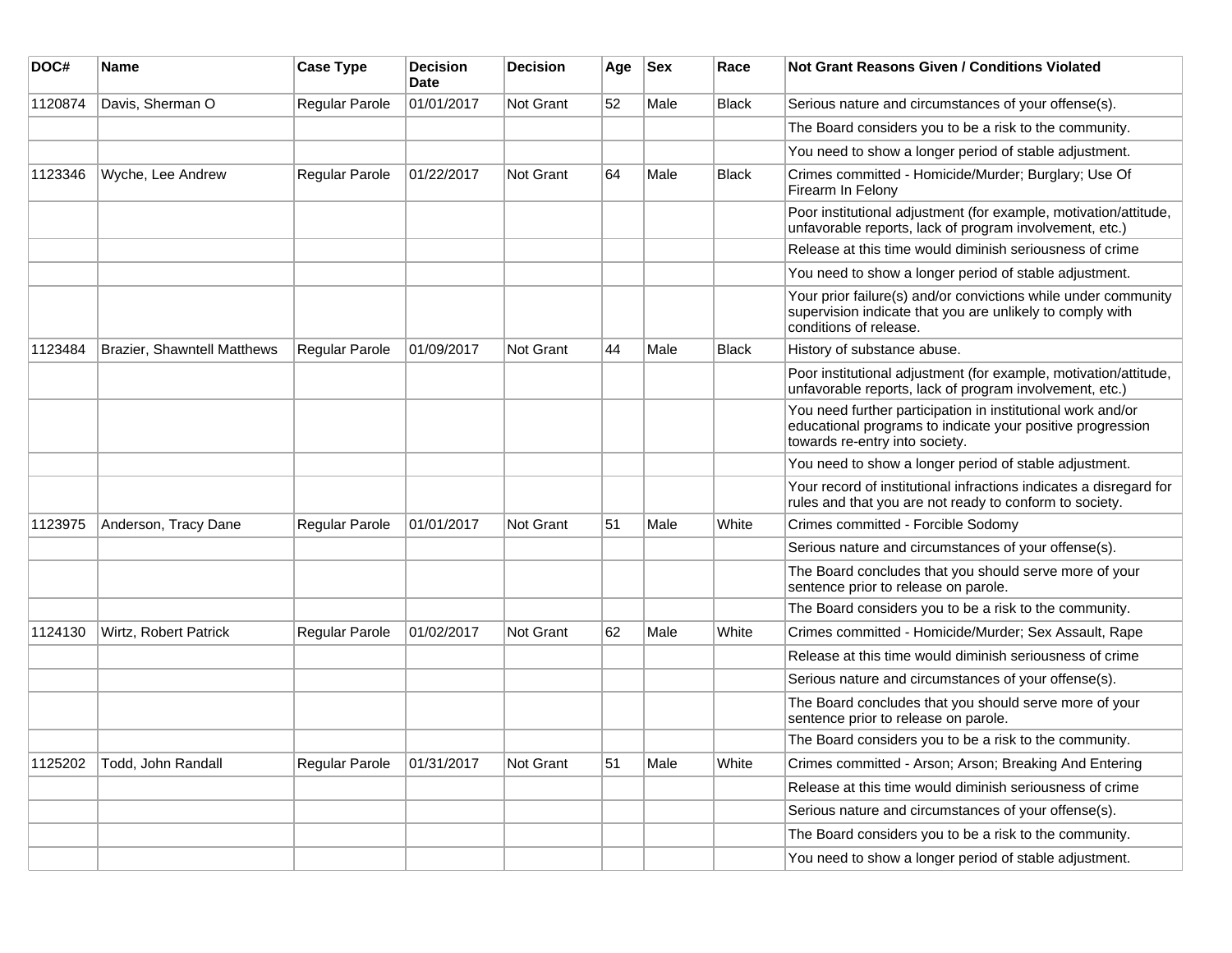| DOC# | Name | Case Type | Decision Date | Decision | Age | Sex | Race | Not Grant Reasons Given / Conditions Violated |
|---|---|---|---|---|---|---|---|---|
| 1120874 | Davis, Sherman O | Regular Parole | 01/01/2017 | Not Grant | 52 | Male | Black | Serious nature and circumstances of your offense(s). |
| | | | | | | | | The Board considers you to be a risk to the community. |
| | | | | | | | | You need to show a longer period of stable adjustment. |
| 1123346 | Wyche, Lee Andrew | Regular Parole | 01/22/2017 | Not Grant | 64 | Male | Black | Crimes committed - Homicide/Murder; Burglary; Use Of Firearm In Felony |
| | | | | | | | | Poor institutional adjustment (for example, motivation/attitude, unfavorable reports, lack of program involvement, etc.) |
| | | | | | | | | Release at this time would diminish seriousness of crime |
| | | | | | | | | You need to show a longer period of stable adjustment. |
| | | | | | | | | Your prior failure(s) and/or convictions while under community supervision indicate that you are unlikely to comply with conditions of release. |
| 1123484 | Brazier, Shawntell Matthews | Regular Parole | 01/09/2017 | Not Grant | 44 | Male | Black | History of substance abuse. |
| | | | | | | | | Poor institutional adjustment (for example, motivation/attitude, unfavorable reports, lack of program involvement, etc.) |
| | | | | | | | | You need further participation in institutional work and/or educational programs to indicate your positive progression towards re-entry into society. |
| | | | | | | | | You need to show a longer period of stable adjustment. |
| | | | | | | | | Your record of institutional infractions indicates a disregard for rules and that you are not ready to conform to society. |
| 1123975 | Anderson, Tracy Dane | Regular Parole | 01/01/2017 | Not Grant | 51 | Male | White | Crimes committed - Forcible Sodomy |
| | | | | | | | | Serious nature and circumstances of your offense(s). |
| | | | | | | | | The Board concludes that you should serve more of your sentence prior to release on parole. |
| | | | | | | | | The Board considers you to be a risk to the community. |
| 1124130 | Wirtz, Robert Patrick | Regular Parole | 01/02/2017 | Not Grant | 62 | Male | White | Crimes committed - Homicide/Murder; Sex Assault, Rape |
| | | | | | | | | Release at this time would diminish seriousness of crime |
| | | | | | | | | Serious nature and circumstances of your offense(s). |
| | | | | | | | | The Board concludes that you should serve more of your sentence prior to release on parole. |
| | | | | | | | | The Board considers you to be a risk to the community. |
| 1125202 | Todd, John Randall | Regular Parole | 01/31/2017 | Not Grant | 51 | Male | White | Crimes committed - Arson; Arson; Breaking And Entering |
| | | | | | | | | Release at this time would diminish seriousness of crime |
| | | | | | | | | Serious nature and circumstances of your offense(s). |
| | | | | | | | | The Board considers you to be a risk to the community. |
| | | | | | | | | You need to show a longer period of stable adjustment. |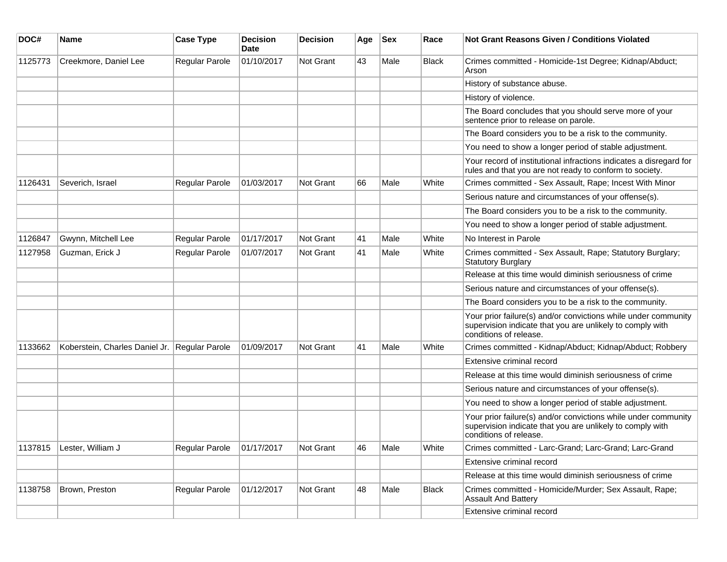| DOC# | Name | Case Type | Decision Date | Decision | Age | Sex | Race | Not Grant Reasons Given / Conditions Violated |
|---|---|---|---|---|---|---|---|---|
| 1125773 | Creekmore, Daniel Lee | Regular Parole | 01/10/2017 | Not Grant | 43 | Male | Black | Crimes committed - Homicide-1st Degree; Kidnap/Abduct; Arson |
| | | | | | | | | History of substance abuse. |
| | | | | | | | | History of violence. |
| | | | | | | | | The Board concludes that you should serve more of your sentence prior to release on parole. |
| | | | | | | | | The Board considers you to be a risk to the community. |
| | | | | | | | | You need to show a longer period of stable adjustment. |
| | | | | | | | | Your record of institutional infractions indicates a disregard for rules and that you are not ready to conform to society. |
| 1126431 | Severich, Israel | Regular Parole | 01/03/2017 | Not Grant | 66 | Male | White | Crimes committed - Sex Assault, Rape; Incest With Minor |
| | | | | | | | | Serious nature and circumstances of your offense(s). |
| | | | | | | | | The Board considers you to be a risk to the community. |
| | | | | | | | | You need to show a longer period of stable adjustment. |
| 1126847 | Gwynn, Mitchell Lee | Regular Parole | 01/17/2017 | Not Grant | 41 | Male | White | No Interest in Parole |
| 1127958 | Guzman, Erick J | Regular Parole | 01/07/2017 | Not Grant | 41 | Male | White | Crimes committed - Sex Assault, Rape; Statutory Burglary; Statutory Burglary |
| | | | | | | | | Release at this time would diminish seriousness of crime |
| | | | | | | | | Serious nature and circumstances of your offense(s). |
| | | | | | | | | The Board considers you to be a risk to the community. |
| | | | | | | | | Your prior failure(s) and/or convictions while under community supervision indicate that you are unlikely to comply with conditions of release. |
| 1133662 | Koberstein, Charles Daniel Jr. | Regular Parole | 01/09/2017 | Not Grant | 41 | Male | White | Crimes committed - Kidnap/Abduct; Kidnap/Abduct; Robbery |
| | | | | | | | | Extensive criminal record |
| | | | | | | | | Release at this time would diminish seriousness of crime |
| | | | | | | | | Serious nature and circumstances of your offense(s). |
| | | | | | | | | You need to show a longer period of stable adjustment. |
| | | | | | | | | Your prior failure(s) and/or convictions while under community supervision indicate that you are unlikely to comply with conditions of release. |
| 1137815 | Lester, William J | Regular Parole | 01/17/2017 | Not Grant | 46 | Male | White | Crimes committed - Larc-Grand; Larc-Grand; Larc-Grand |
| | | | | | | | | Extensive criminal record |
| | | | | | | | | Release at this time would diminish seriousness of crime |
| 1138758 | Brown, Preston | Regular Parole | 01/12/2017 | Not Grant | 48 | Male | Black | Crimes committed - Homicide/Murder; Sex Assault, Rape; Assault And Battery |
| | | | | | | | | Extensive criminal record |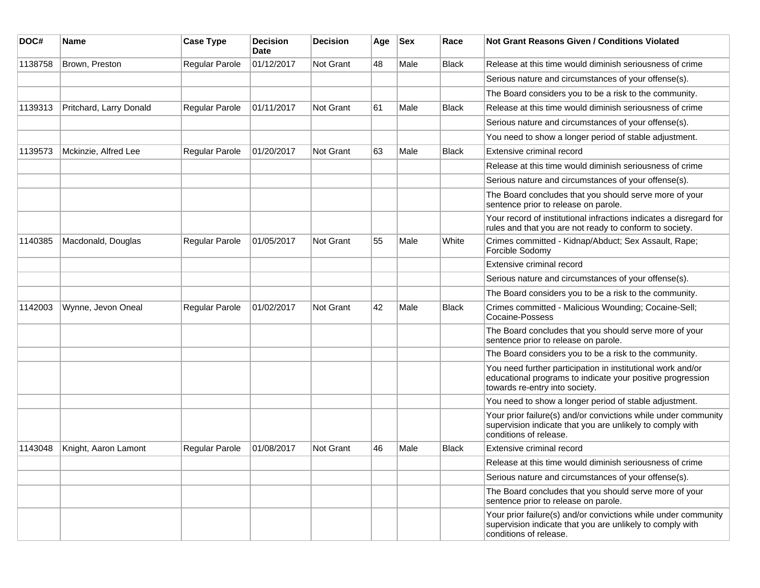| DOC# | Name | Case Type | Decision Date | Decision | Age | Sex | Race | Not Grant Reasons Given / Conditions Violated |
|---|---|---|---|---|---|---|---|---|
| 1138758 | Brown, Preston | Regular Parole | 01/12/2017 | Not Grant | 48 | Male | Black | Release at this time would diminish seriousness of crime |
| | | | | | | | | Serious nature and circumstances of your offense(s). |
| | | | | | | | | The Board considers you to be a risk to the community. |
| 1139313 | Pritchard, Larry Donald | Regular Parole | 01/11/2017 | Not Grant | 61 | Male | Black | Release at this time would diminish seriousness of crime |
| | | | | | | | | Serious nature and circumstances of your offense(s). |
| | | | | | | | | You need to show a longer period of stable adjustment. |
| 1139573 | Mckinzie, Alfred Lee | Regular Parole | 01/20/2017 | Not Grant | 63 | Male | Black | Extensive criminal record |
| | | | | | | | | Release at this time would diminish seriousness of crime |
| | | | | | | | | Serious nature and circumstances of your offense(s). |
| | | | | | | | | The Board concludes that you should serve more of your sentence prior to release on parole. |
| | | | | | | | | Your record of institutional infractions indicates a disregard for rules and that you are not ready to conform to society. |
| 1140385 | Macdonald, Douglas | Regular Parole | 01/05/2017 | Not Grant | 55 | Male | White | Crimes committed - Kidnap/Abduct; Sex Assault, Rape; Forcible Sodomy |
| | | | | | | | | Extensive criminal record |
| | | | | | | | | Serious nature and circumstances of your offense(s). |
| | | | | | | | | The Board considers you to be a risk to the community. |
| 1142003 | Wynne, Jevon Oneal | Regular Parole | 01/02/2017 | Not Grant | 42 | Male | Black | Crimes committed - Malicious Wounding; Cocaine-Sell; Cocaine-Possess |
| | | | | | | | | The Board concludes that you should serve more of your sentence prior to release on parole. |
| | | | | | | | | The Board considers you to be a risk to the community. |
| | | | | | | | | You need further participation in institutional work and/or educational programs to indicate your positive progression towards re-entry into society. |
| | | | | | | | | You need to show a longer period of stable adjustment. |
| | | | | | | | | Your prior failure(s) and/or convictions while under community supervision indicate that you are unlikely to comply with conditions of release. |
| 1143048 | Knight, Aaron Lamont | Regular Parole | 01/08/2017 | Not Grant | 46 | Male | Black | Extensive criminal record |
| | | | | | | | | Release at this time would diminish seriousness of crime |
| | | | | | | | | Serious nature and circumstances of your offense(s). |
| | | | | | | | | The Board concludes that you should serve more of your sentence prior to release on parole. |
| | | | | | | | | Your prior failure(s) and/or convictions while under community supervision indicate that you are unlikely to comply with conditions of release. |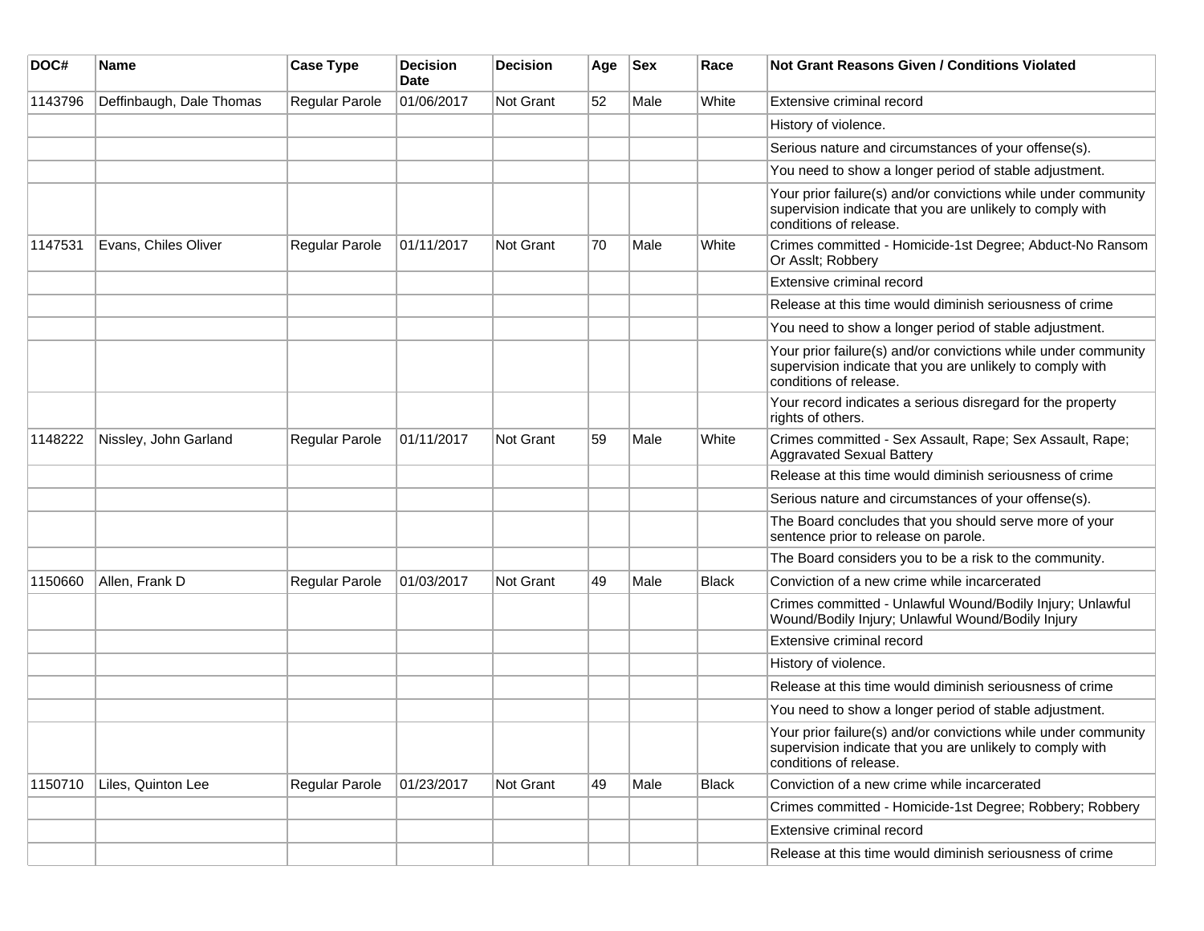| DOC# | Name | Case Type | Decision Date | Decision | Age | Sex | Race | Not Grant Reasons Given / Conditions Violated |
|---|---|---|---|---|---|---|---|---|
| 1143796 | Deffinbaugh, Dale Thomas | Regular Parole | 01/06/2017 | Not Grant | 52 | Male | White | Extensive criminal record |
| | | | | | | | | History of violence. |
| | | | | | | | | Serious nature and circumstances of your offense(s). |
| | | | | | | | | You need to show a longer period of stable adjustment. |
| | | | | | | | | Your prior failure(s) and/or convictions while under community supervision indicate that you are unlikely to comply with conditions of release. |
| 1147531 | Evans, Chiles Oliver | Regular Parole | 01/11/2017 | Not Grant | 70 | Male | White | Crimes committed - Homicide-1st Degree; Abduct-No Ransom Or Asslt; Robbery |
| | | | | | | | | Extensive criminal record |
| | | | | | | | | Release at this time would diminish seriousness of crime |
| | | | | | | | | You need to show a longer period of stable adjustment. |
| | | | | | | | | Your prior failure(s) and/or convictions while under community supervision indicate that you are unlikely to comply with conditions of release. |
| | | | | | | | | Your record indicates a serious disregard for the property rights of others. |
| 1148222 | Nissley, John Garland | Regular Parole | 01/11/2017 | Not Grant | 59 | Male | White | Crimes committed - Sex Assault, Rape; Sex Assault, Rape; Aggravated Sexual Battery |
| | | | | | | | | Release at this time would diminish seriousness of crime |
| | | | | | | | | Serious nature and circumstances of your offense(s). |
| | | | | | | | | The Board concludes that you should serve more of your sentence prior to release on parole. |
| | | | | | | | | The Board considers you to be a risk to the community. |
| 1150660 | Allen, Frank D | Regular Parole | 01/03/2017 | Not Grant | 49 | Male | Black | Conviction of a new crime while incarcerated |
| | | | | | | | | Crimes committed - Unlawful Wound/Bodily Injury; Unlawful Wound/Bodily Injury; Unlawful Wound/Bodily Injury |
| | | | | | | | | Extensive criminal record |
| | | | | | | | | History of violence. |
| | | | | | | | | Release at this time would diminish seriousness of crime |
| | | | | | | | | You need to show a longer period of stable adjustment. |
| | | | | | | | | Your prior failure(s) and/or convictions while under community supervision indicate that you are unlikely to comply with conditions of release. |
| 1150710 | Liles, Quinton Lee | Regular Parole | 01/23/2017 | Not Grant | 49 | Male | Black | Conviction of a new crime while incarcerated |
| | | | | | | | | Crimes committed - Homicide-1st Degree; Robbery; Robbery |
| | | | | | | | | Extensive criminal record |
| | | | | | | | | Release at this time would diminish seriousness of crime |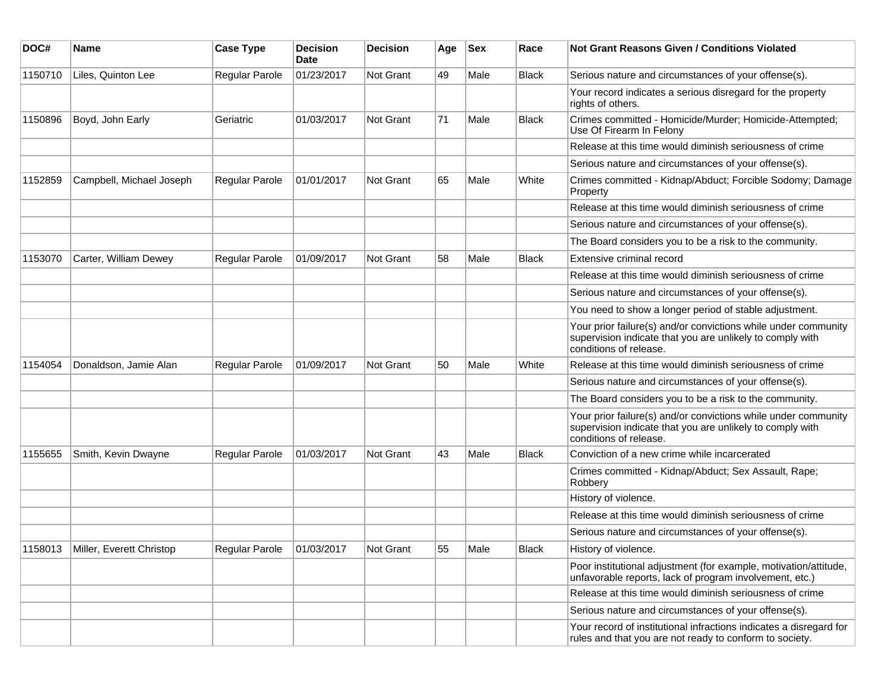| DOC# | Name | Case Type | Decision Date | Decision | Age | Sex | Race | Not Grant Reasons Given / Conditions Violated |
|---|---|---|---|---|---|---|---|---|
| 1150710 | Liles, Quinton Lee | Regular Parole | 01/23/2017 | Not Grant | 49 | Male | Black | Serious nature and circumstances of your offense(s). |
| | | | | | | | | Your record indicates a serious disregard for the property rights of others. |
| 1150896 | Boyd, John Early | Geriatric | 01/03/2017 | Not Grant | 71 | Male | Black | Crimes committed - Homicide/Murder; Homicide-Attempted; Use Of Firearm In Felony |
| | | | | | | | | Release at this time would diminish seriousness of crime |
| | | | | | | | | Serious nature and circumstances of your offense(s). |
| 1152859 | Campbell, Michael Joseph | Regular Parole | 01/01/2017 | Not Grant | 65 | Male | White | Crimes committed - Kidnap/Abduct; Forcible Sodomy; Damage Property |
| | | | | | | | | Release at this time would diminish seriousness of crime |
| | | | | | | | | Serious nature and circumstances of your offense(s). |
| | | | | | | | | The Board considers you to be a risk to the community. |
| 1153070 | Carter, William Dewey | Regular Parole | 01/09/2017 | Not Grant | 58 | Male | Black | Extensive criminal record |
| | | | | | | | | Release at this time would diminish seriousness of crime |
| | | | | | | | | Serious nature and circumstances of your offense(s). |
| | | | | | | | | You need to show a longer period of stable adjustment. |
| | | | | | | | | Your prior failure(s) and/or convictions while under community supervision indicate that you are unlikely to comply with conditions of release. |
| 1154054 | Donaldson, Jamie Alan | Regular Parole | 01/09/2017 | Not Grant | 50 | Male | White | Release at this time would diminish seriousness of crime |
| | | | | | | | | Serious nature and circumstances of your offense(s). |
| | | | | | | | | The Board considers you to be a risk to the community. |
| | | | | | | | | Your prior failure(s) and/or convictions while under community supervision indicate that you are unlikely to comply with conditions of release. |
| 1155655 | Smith, Kevin Dwayne | Regular Parole | 01/03/2017 | Not Grant | 43 | Male | Black | Conviction of a new crime while incarcerated |
| | | | | | | | | Crimes committed - Kidnap/Abduct; Sex Assault, Rape; Robbery |
| | | | | | | | | History of violence. |
| | | | | | | | | Release at this time would diminish seriousness of crime |
| | | | | | | | | Serious nature and circumstances of your offense(s). |
| 1158013 | Miller, Everett Christop | Regular Parole | 01/03/2017 | Not Grant | 55 | Male | Black | History of violence. |
| | | | | | | | | Poor institutional adjustment (for example, motivation/attitude, unfavorable reports, lack of program involvement, etc.) |
| | | | | | | | | Release at this time would diminish seriousness of crime |
| | | | | | | | | Serious nature and circumstances of your offense(s). |
| | | | | | | | | Your record of institutional infractions indicates a disregard for rules and that you are not ready to conform to society. |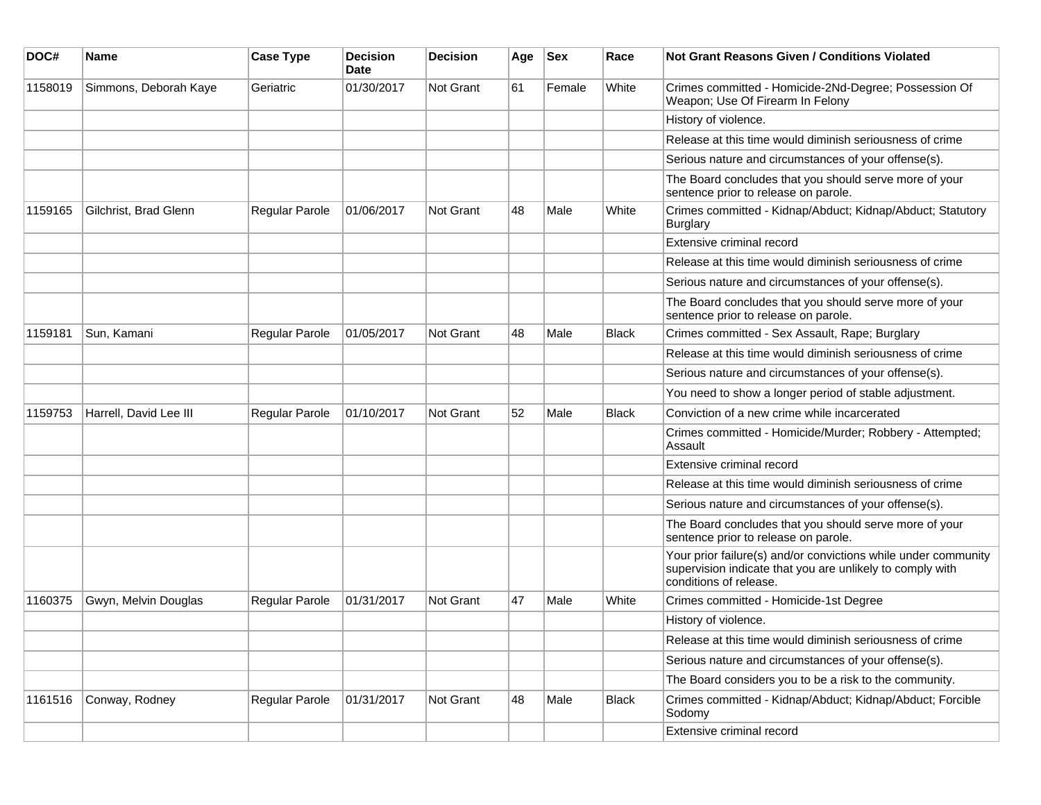| DOC# | Name | Case Type | Decision Date | Decision | Age | Sex | Race | Not Grant Reasons Given / Conditions Violated |
|---|---|---|---|---|---|---|---|---|
| 1158019 | Simmons, Deborah Kaye | Geriatric | 01/30/2017 | Not Grant | 61 | Female | White | Crimes committed - Homicide-2Nd-Degree; Possession Of Weapon; Use Of Firearm In Felony |
| | | | | | | | | History of violence. |
| | | | | | | | | Release at this time would diminish seriousness of crime |
| | | | | | | | | Serious nature and circumstances of your offense(s). |
| | | | | | | | | The Board concludes that you should serve more of your sentence prior to release on parole. |
| 1159165 | Gilchrist, Brad Glenn | Regular Parole | 01/06/2017 | Not Grant | 48 | Male | White | Crimes committed - Kidnap/Abduct; Kidnap/Abduct; Statutory Burglary |
| | | | | | | | | Extensive criminal record |
| | | | | | | | | Release at this time would diminish seriousness of crime |
| | | | | | | | | Serious nature and circumstances of your offense(s). |
| | | | | | | | | The Board concludes that you should serve more of your sentence prior to release on parole. |
| 1159181 | Sun, Kamani | Regular Parole | 01/05/2017 | Not Grant | 48 | Male | Black | Crimes committed - Sex Assault, Rape; Burglary |
| | | | | | | | | Release at this time would diminish seriousness of crime |
| | | | | | | | | Serious nature and circumstances of your offense(s). |
| | | | | | | | | You need to show a longer period of stable adjustment. |
| 1159753 | Harrell, David Lee III | Regular Parole | 01/10/2017 | Not Grant | 52 | Male | Black | Conviction of a new crime while incarcerated |
| | | | | | | | | Crimes committed - Homicide/Murder; Robbery - Attempted; Assault |
| | | | | | | | | Extensive criminal record |
| | | | | | | | | Release at this time would diminish seriousness of crime |
| | | | | | | | | Serious nature and circumstances of your offense(s). |
| | | | | | | | | The Board concludes that you should serve more of your sentence prior to release on parole. |
| | | | | | | | | Your prior failure(s) and/or convictions while under community supervision indicate that you are unlikely to comply with conditions of release. |
| 1160375 | Gwyn, Melvin Douglas | Regular Parole | 01/31/2017 | Not Grant | 47 | Male | White | Crimes committed - Homicide-1st Degree |
| | | | | | | | | History of violence. |
| | | | | | | | | Release at this time would diminish seriousness of crime |
| | | | | | | | | Serious nature and circumstances of your offense(s). |
| | | | | | | | | The Board considers you to be a risk to the community. |
| 1161516 | Conway, Rodney | Regular Parole | 01/31/2017 | Not Grant | 48 | Male | Black | Crimes committed - Kidnap/Abduct; Kidnap/Abduct; Forcible Sodomy |
| | | | | | | | | Extensive criminal record |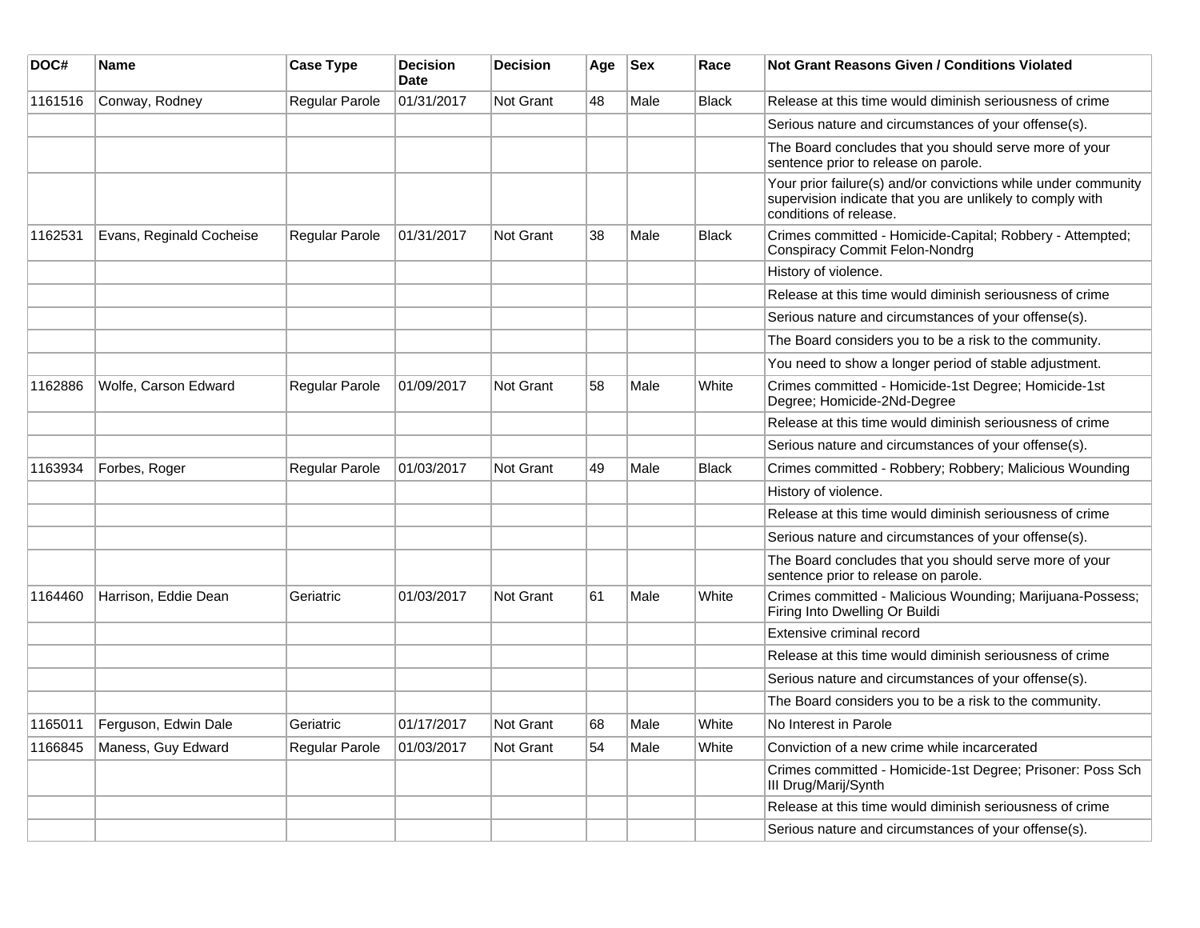| DOC# | Name | Case Type | Decision Date | Decision | Age | Sex | Race | Not Grant Reasons Given / Conditions Violated |
|---|---|---|---|---|---|---|---|---|
| 1161516 | Conway, Rodney | Regular Parole | 01/31/2017 | Not Grant | 48 | Male | Black | Release at this time would diminish seriousness of crime |
| | | | | | | | | Serious nature and circumstances of your offense(s). |
| | | | | | | | | The Board concludes that you should serve more of your sentence prior to release on parole. |
| | | | | | | | | Your prior failure(s) and/or convictions while under community supervision indicate that you are unlikely to comply with conditions of release. |
| 1162531 | Evans, Reginald Cocheise | Regular Parole | 01/31/2017 | Not Grant | 38 | Male | Black | Crimes committed - Homicide-Capital; Robbery - Attempted; Conspiracy Commit Felon-Nondrg |
| | | | | | | | | History of violence. |
| | | | | | | | | Release at this time would diminish seriousness of crime |
| | | | | | | | | Serious nature and circumstances of your offense(s). |
| | | | | | | | | The Board considers you to be a risk to the community. |
| | | | | | | | | You need to show a longer period of stable adjustment. |
| 1162886 | Wolfe, Carson Edward | Regular Parole | 01/09/2017 | Not Grant | 58 | Male | White | Crimes committed - Homicide-1st Degree; Homicide-1st Degree; Homicide-2Nd-Degree |
| | | | | | | | | Release at this time would diminish seriousness of crime |
| | | | | | | | | Serious nature and circumstances of your offense(s). |
| 1163934 | Forbes, Roger | Regular Parole | 01/03/2017 | Not Grant | 49 | Male | Black | Crimes committed - Robbery; Robbery; Malicious Wounding |
| | | | | | | | | History of violence. |
| | | | | | | | | Release at this time would diminish seriousness of crime |
| | | | | | | | | Serious nature and circumstances of your offense(s). |
| | | | | | | | | The Board concludes that you should serve more of your sentence prior to release on parole. |
| 1164460 | Harrison, Eddie Dean | Geriatric | 01/03/2017 | Not Grant | 61 | Male | White | Crimes committed - Malicious Wounding; Marijuana-Possess; Firing Into Dwelling Or Buildi |
| | | | | | | | | Extensive criminal record |
| | | | | | | | | Release at this time would diminish seriousness of crime |
| | | | | | | | | Serious nature and circumstances of your offense(s). |
| | | | | | | | | The Board considers you to be a risk to the community. |
| 1165011 | Ferguson, Edwin Dale | Geriatric | 01/17/2017 | Not Grant | 68 | Male | White | No Interest in Parole |
| 1166845 | Maness, Guy Edward | Regular Parole | 01/03/2017 | Not Grant | 54 | Male | White | Conviction of a new crime while incarcerated |
| | | | | | | | | Crimes committed - Homicide-1st Degree; Prisoner: Poss Sch III Drug/Marij/Synth |
| | | | | | | | | Release at this time would diminish seriousness of crime |
| | | | | | | | | Serious nature and circumstances of your offense(s). |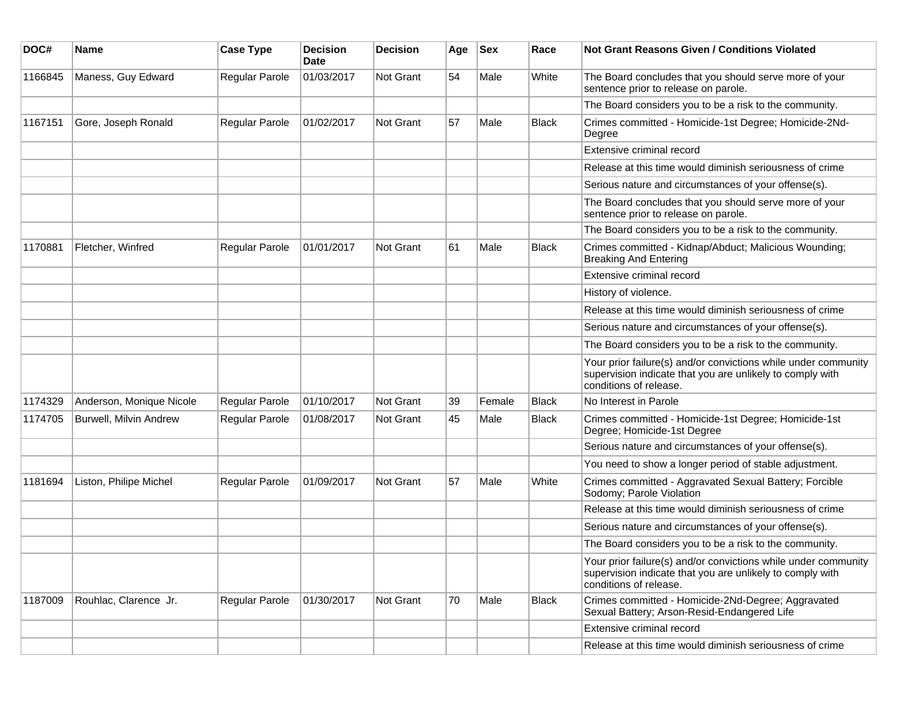| DOC# | Name | Case Type | Decision Date | Decision | Age | Sex | Race | Not Grant Reasons Given / Conditions Violated |
|---|---|---|---|---|---|---|---|---|
| 1166845 | Maness, Guy Edward | Regular Parole | 01/03/2017 | Not Grant | 54 | Male | White | The Board concludes that you should serve more of your sentence prior to release on parole. |
| | | | | | | | | The Board considers you to be a risk to the community. |
| 1167151 | Gore, Joseph Ronald | Regular Parole | 01/02/2017 | Not Grant | 57 | Male | Black | Crimes committed - Homicide-1st Degree; Homicide-2Nd-Degree |
| | | | | | | | | Extensive criminal record |
| | | | | | | | | Release at this time would diminish seriousness of crime |
| | | | | | | | | Serious nature and circumstances of your offense(s). |
| | | | | | | | | The Board concludes that you should serve more of your sentence prior to release on parole. |
| | | | | | | | | The Board considers you to be a risk to the community. |
| 1170881 | Fletcher, Winfred | Regular Parole | 01/01/2017 | Not Grant | 61 | Male | Black | Crimes committed - Kidnap/Abduct; Malicious Wounding; Breaking And Entering |
| | | | | | | | | Extensive criminal record |
| | | | | | | | | History of violence. |
| | | | | | | | | Release at this time would diminish seriousness of crime |
| | | | | | | | | Serious nature and circumstances of your offense(s). |
| | | | | | | | | The Board considers you to be a risk to the community. |
| | | | | | | | | Your prior failure(s) and/or convictions while under community supervision indicate that you are unlikely to comply with conditions of release. |
| 1174329 | Anderson, Monique Nicole | Regular Parole | 01/10/2017 | Not Grant | 39 | Female | Black | No Interest in Parole |
| 1174705 | Burwell, Milvin Andrew | Regular Parole | 01/08/2017 | Not Grant | 45 | Male | Black | Crimes committed - Homicide-1st Degree; Homicide-1st Degree; Homicide-1st Degree |
| | | | | | | | | Serious nature and circumstances of your offense(s). |
| | | | | | | | | You need to show a longer period of stable adjustment. |
| 1181694 | Liston, Philipe Michel | Regular Parole | 01/09/2017 | Not Grant | 57 | Male | White | Crimes committed - Aggravated Sexual Battery; Forcible Sodomy; Parole Violation |
| | | | | | | | | Release at this time would diminish seriousness of crime |
| | | | | | | | | Serious nature and circumstances of your offense(s). |
| | | | | | | | | The Board considers you to be a risk to the community. |
| | | | | | | | | Your prior failure(s) and/or convictions while under community supervision indicate that you are unlikely to comply with conditions of release. |
| 1187009 | Rouhlac, Clarence Jr. | Regular Parole | 01/30/2017 | Not Grant | 70 | Male | Black | Crimes committed - Homicide-2Nd-Degree; Aggravated Sexual Battery; Arson-Resid-Endangered Life |
| | | | | | | | | Extensive criminal record |
| | | | | | | | | Release at this time would diminish seriousness of crime |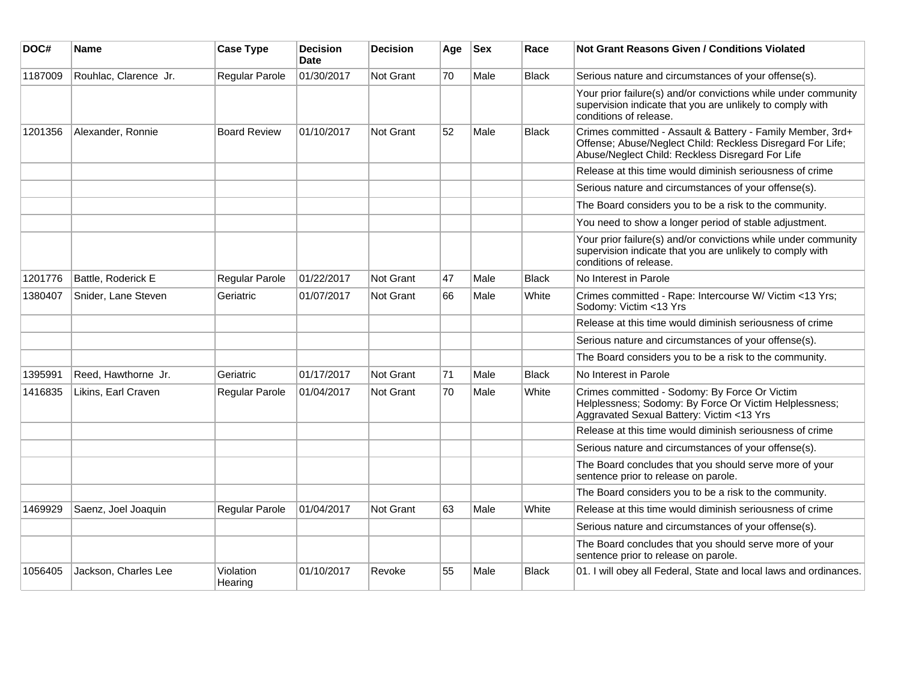| DOC# | Name | Case Type | Decision Date | Decision | Age | Sex | Race | Not Grant Reasons Given / Conditions Violated |
| --- | --- | --- | --- | --- | --- | --- | --- | --- |
| 1187009 | Rouhlac, Clarence Jr. | Regular Parole | 01/30/2017 | Not Grant | 70 | Male | Black | Serious nature and circumstances of your offense(s). |
| | | | | | | | | Your prior failure(s) and/or convictions while under community supervision indicate that you are unlikely to comply with conditions of release. |
| 1201356 | Alexander, Ronnie | Board Review | 01/10/2017 | Not Grant | 52 | Male | Black | Crimes committed - Assault & Battery - Family Member, 3rd+ Offense; Abuse/Neglect Child: Reckless Disregard For Life; Abuse/Neglect Child: Reckless Disregard For Life |
| | | | | | | | | Release at this time would diminish seriousness of crime |
| | | | | | | | | Serious nature and circumstances of your offense(s). |
| | | | | | | | | The Board considers you to be a risk to the community. |
| | | | | | | | | You need to show a longer period of stable adjustment. |
| | | | | | | | | Your prior failure(s) and/or convictions while under community supervision indicate that you are unlikely to comply with conditions of release. |
| 1201776 | Battle, Roderick E | Regular Parole | 01/22/2017 | Not Grant | 47 | Male | Black | No Interest in Parole |
| 1380407 | Snider, Lane Steven | Geriatric | 01/07/2017 | Not Grant | 66 | Male | White | Crimes committed - Rape: Intercourse W/ Victim <13 Yrs; Sodomy: Victim <13 Yrs |
| | | | | | | | | Release at this time would diminish seriousness of crime |
| | | | | | | | | Serious nature and circumstances of your offense(s). |
| | | | | | | | | The Board considers you to be a risk to the community. |
| 1395991 | Reed, Hawthorne Jr. | Geriatric | 01/17/2017 | Not Grant | 71 | Male | Black | No Interest in Parole |
| 1416835 | Likins, Earl Craven | Regular Parole | 01/04/2017 | Not Grant | 70 | Male | White | Crimes committed - Sodomy: By Force Or Victim Helplessness; Sodomy: By Force Or Victim Helplessness; Aggravated Sexual Battery: Victim <13 Yrs |
| | | | | | | | | Release at this time would diminish seriousness of crime |
| | | | | | | | | Serious nature and circumstances of your offense(s). |
| | | | | | | | | The Board concludes that you should serve more of your sentence prior to release on parole. |
| | | | | | | | | The Board considers you to be a risk to the community. |
| 1469929 | Saenz, Joel Joaquin | Regular Parole | 01/04/2017 | Not Grant | 63 | Male | White | Release at this time would diminish seriousness of crime |
| | | | | | | | | Serious nature and circumstances of your offense(s). |
| | | | | | | | | The Board concludes that you should serve more of your sentence prior to release on parole. |
| 1056405 | Jackson, Charles Lee | Violation Hearing | 01/10/2017 | Revoke | 55 | Male | Black | 01. I will obey all Federal, State and local laws and ordinances. |